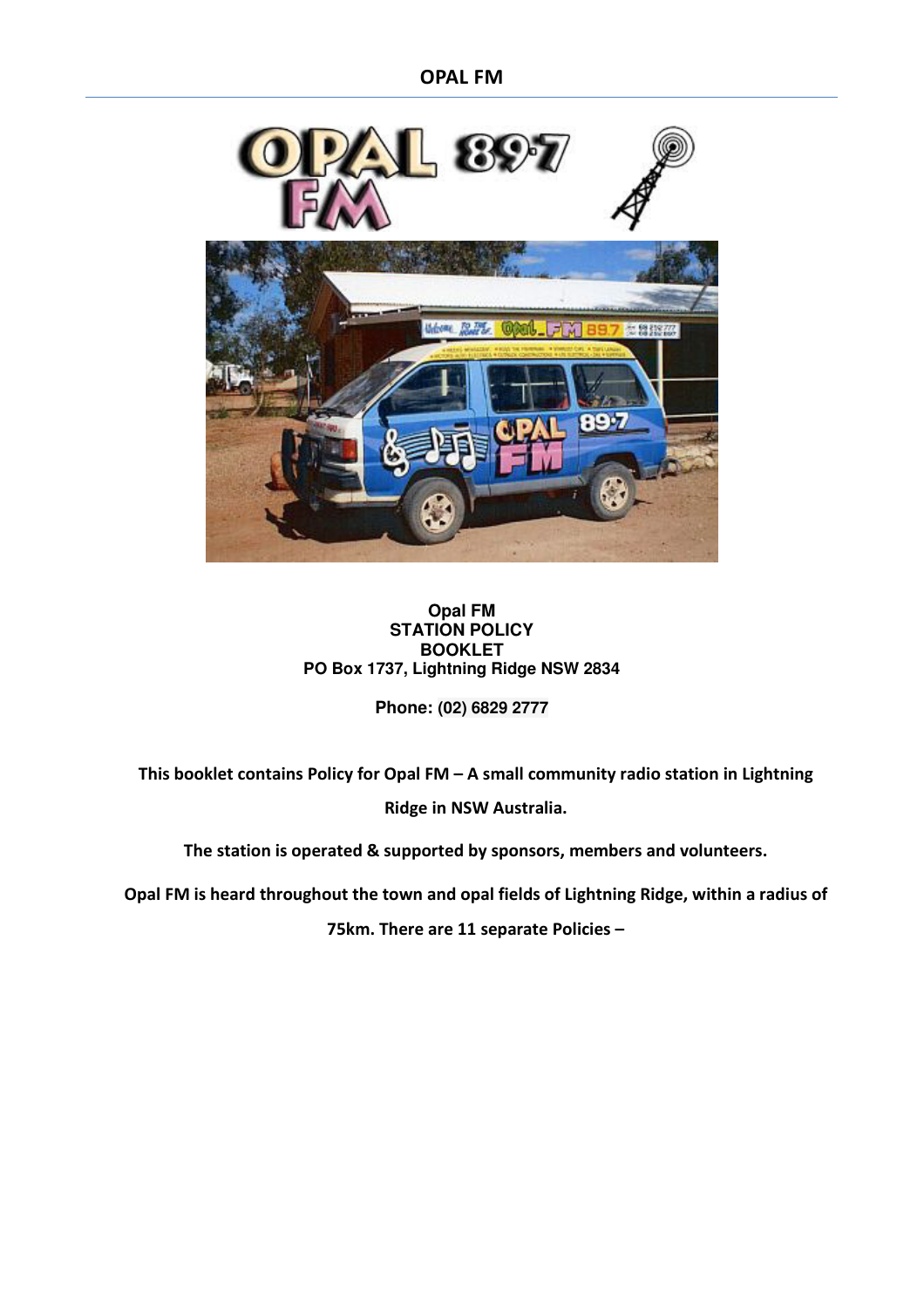# OPAL FM

**Opal FM**
**STATION POLICY**
**BOOKLET**
**PO Box 1737, Lightning Ridge NSW 2834**

**Phone: (02) 6829 2777**

**This booklet contains Policy for Opal FM – A small community radio station in Lightning Ridge in NSW Australia.**

**The station is operated & supported by sponsors, members and volunteers.**

**Opal FM is heard throughout the town and opal fields of Lightning Ridge, within a radius of 75km. There are 11 separate Policies –**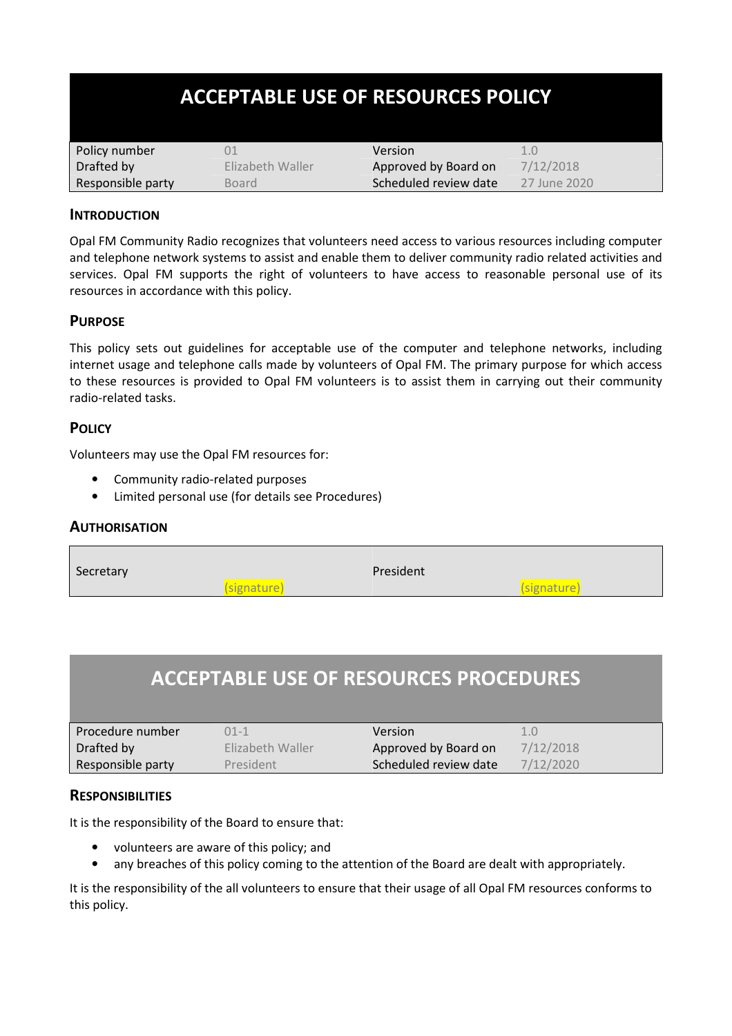# ACCEPTABLE USE OF RESOURCES POLICY

| Policy number | 01 | Version | 1.0 |
|---|---|---|---|
| Drafted by | Elizabeth Waller | Approved by Board on | 7/12/2018 |
| Responsible party | Board | Scheduled review date | 27 June 2020 |

## INTRODUCTION

Opal FM Community Radio recognizes that volunteers need access to various resources including computer and telephone network systems to assist and enable them to deliver community radio related activities and services. Opal FM supports the right of volunteers to have access to reasonable personal use of its resources in accordance with this policy.

## PURPOSE

This policy sets out guidelines for acceptable use of the computer and telephone networks, including internet usage and telephone calls made by volunteers of Opal FM. The primary purpose for which access to these resources is provided to Opal FM volunteers is to assist them in carrying out their community radio-related tasks.

## POLICY

Volunteers may use the Opal FM resources for:

- Community radio-related purposes
- Limited personal use (for details see Procedures)

## AUTHORISATION

| Secretary | (signature) | President | (signature) |
|---|---|---|---|

# ACCEPTABLE USE OF RESOURCES PROCEDURES

| Procedure number | 01-1 | Version | 1.0 |
|---|---|---|---|
| Drafted by | Elizabeth Waller | Approved by Board on | 7/12/2018 |
| Responsible party | President | Scheduled review date | 7/12/2020 |

## RESPONSIBILITIES

It is the responsibility of the Board to ensure that:

- volunteers are aware of this policy; and
- any breaches of this policy coming to the attention of the Board are dealt with appropriately.

It is the responsibility of the all volunteers to ensure that their usage of all Opal FM resources conforms to this policy.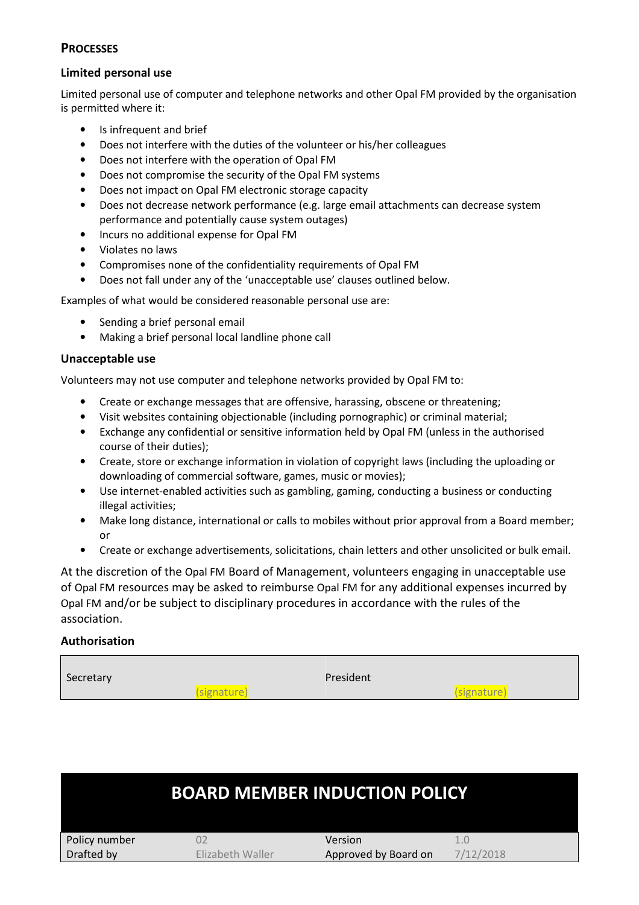## Processes

### Limited personal use

Limited personal use of computer and telephone networks and other Opal FM provided by the organisation is permitted where it:

- Is infrequent and brief
- Does not interfere with the duties of the volunteer or his/her colleagues
- Does not interfere with the operation of Opal FM
- Does not compromise the security of the Opal FM systems
- Does not impact on Opal FM electronic storage capacity
- Does not decrease network performance (e.g. large email attachments can decrease system performance and potentially cause system outages)
- Incurs no additional expense for Opal FM
- Violates no laws
- Compromises none of the confidentiality requirements of Opal FM
- Does not fall under any of the 'unacceptable use' clauses outlined below.

Examples of what would be considered reasonable personal use are:

- Sending a brief personal email
- Making a brief personal local landline phone call

### Unacceptable use

Volunteers may not use computer and telephone networks provided by Opal FM to:

- Create or exchange messages that are offensive, harassing, obscene or threatening;
- Visit websites containing objectionable (including pornographic) or criminal material;
- Exchange any confidential or sensitive information held by Opal FM (unless in the authorised course of their duties);
- Create, store or exchange information in violation of copyright laws (including the uploading or downloading of commercial software, games, music or movies);
- Use internet-enabled activities such as gambling, gaming, conducting a business or conducting illegal activities;
- Make long distance, international or calls to mobiles without prior approval from a Board member; or
- Create or exchange advertisements, solicitations, chain letters and other unsolicited or bulk email.

At the discretion of the Opal FM Board of Management, volunteers engaging in unacceptable use of Opal FM resources may be asked to reimburse Opal FM for any additional expenses incurred by Opal FM and/or be subject to disciplinary procedures in accordance with the rules of the association.

### Authorisation

| Secretary | (signature) | President | (signature) |
|---|---|---|---|

# BOARD MEMBER INDUCTION POLICY

| Policy number | 02 | Version | 1.0 |
|---|---|---|---|
| Drafted by | Elizabeth Waller | Approved by Board on | 7/12/2018 |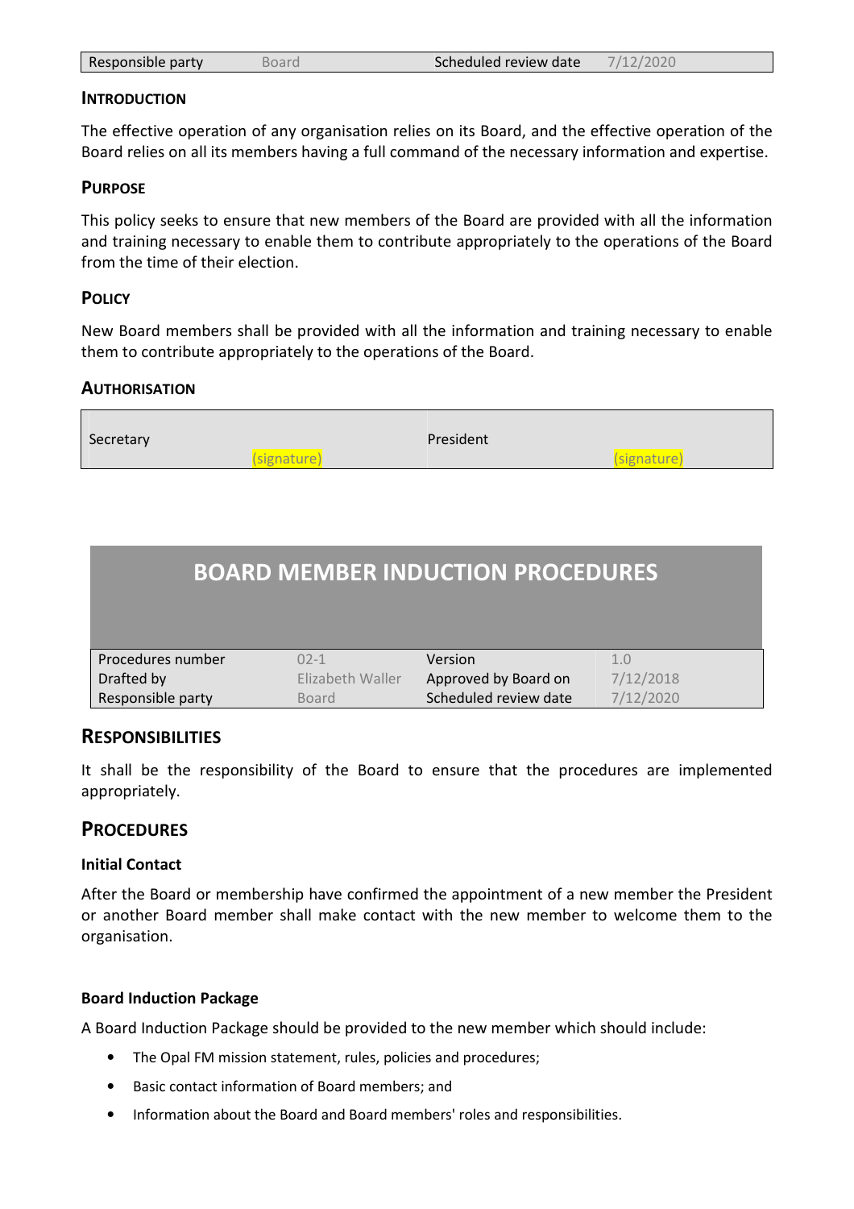| Responsible party | Board | Scheduled review date | 7/12/2020 |
|---|---|---|---|

### INTRODUCTION

The effective operation of any organisation relies on its Board, and the effective operation of the Board relies on all its members having a full command of the necessary information and expertise.

### PURPOSE

This policy seeks to ensure that new members of the Board are provided with all the information and training necessary to enable them to contribute appropriately to the operations of the Board from the time of their election.

### POLICY

New Board members shall be provided with all the information and training necessary to enable them to contribute appropriately to the operations of the Board.

### AUTHORISATION

| Secretary | (signature) | President | (signature) |
|---|---|---|---|

# BOARD MEMBER INDUCTION PROCEDURES

| Procedures number | 02-1 | Version | 1.0 |
|---|---|---|---|
| Drafted by | Elizabeth Waller | Approved by Board on | 7/12/2018 |
| Responsible party | Board | Scheduled review date | 7/12/2020 |

## RESPONSIBILITIES

It shall be the responsibility of the Board to ensure that the procedures are implemented appropriately.

## PROCEDURES

### Initial Contact

After the Board or membership have confirmed the appointment of a new member the President or another Board member shall make contact with the new member to welcome them to the organisation.

### Board Induction Package

A Board Induction Package should be provided to the new member which should include:

- The Opal FM mission statement, rules, policies and procedures;
- Basic contact information of Board members; and
- Information about the Board and Board members' roles and responsibilities.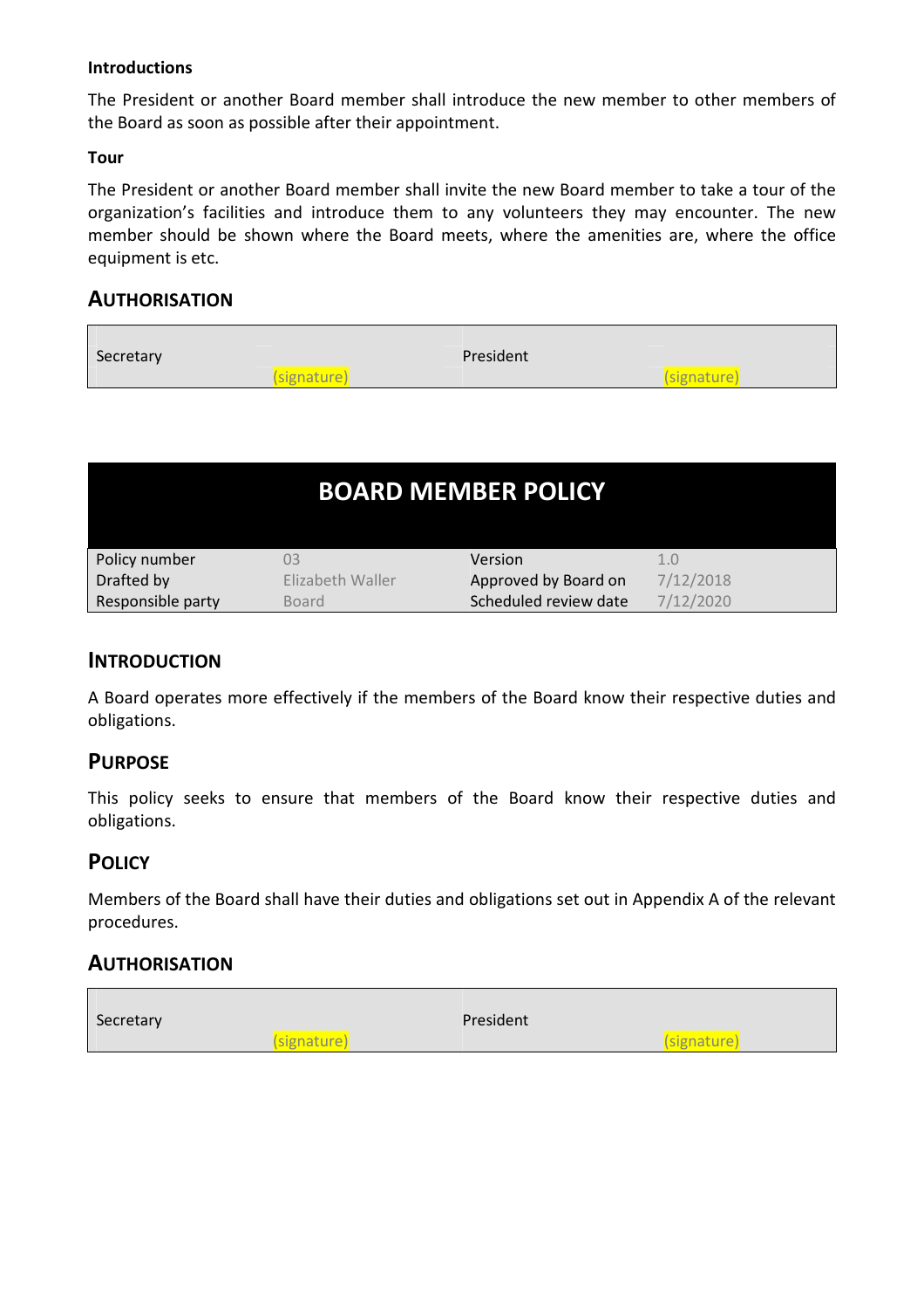**Introductions**

The President or another Board member shall introduce the new member to other members of the Board as soon as possible after their appointment.

**Tour**

The President or another Board member shall invite the new Board member to take a tour of the organization's facilities and introduce them to any volunteers they may encounter. The new member should be shown where the Board meets, where the amenities are, where the office equipment is etc.

## AUTHORISATION

| Secretary | (signature) | President | (signature) |
|---|---|---|---|

# BOARD MEMBER POLICY

| Policy number | 03 | Version | 1.0 |
|---|---|---|---|
| Drafted by | Elizabeth Waller | Approved by Board on | 7/12/2018 |
| Responsible party | Board | Scheduled review date | 7/12/2020 |

## INTRODUCTION

A Board operates more effectively if the members of the Board know their respective duties and obligations.

## PURPOSE

This policy seeks to ensure that members of the Board know their respective duties and obligations.

## POLICY

Members of the Board shall have their duties and obligations set out in Appendix A of the relevant procedures.

## AUTHORISATION

| Secretary | (signature) | President | (signature) |
|---|---|---|---|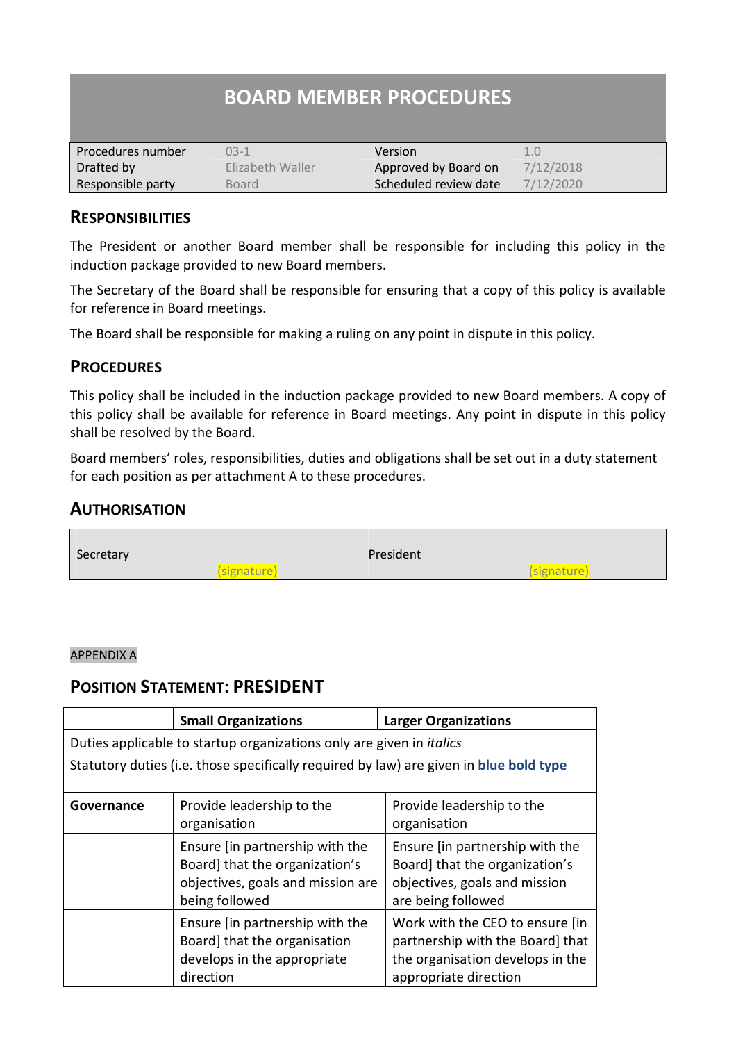# BOARD MEMBER PROCEDURES

| Procedures number | 03-1 | Version | 1.0 |
|---|---|---|---|
| Drafted by | Elizabeth Waller | Approved by Board on | 7/12/2018 |
| Responsible party | Board | Scheduled review date | 7/12/2020 |

## RESPONSIBILITIES

The President or another Board member shall be responsible for including this policy in the induction package provided to new Board members.

The Secretary of the Board shall be responsible for ensuring that a copy of this policy is available for reference in Board meetings.

The Board shall be responsible for making a ruling on any point in dispute in this policy.

## PROCEDURES

This policy shall be included in the induction package provided to new Board members. A copy of this policy shall be available for reference in Board meetings. Any point in dispute in this policy shall be resolved by the Board.

Board members' roles, responsibilities, duties and obligations shall be set out in a duty statement for each position as per attachment A to these procedures.

## AUTHORISATION

| Secretary | (signature) | President | (signature) |
|---|---|---|---|

APPENDIX A

## POSITION STATEMENT: PRESIDENT

| | Small Organizations | Larger Organizations |
|---|---|---|
| Duties applicable to startup organizations only are given in *italics*<br>Statutory duties (i.e. those specifically required by law) are given in **blue bold type** | | |
| **Governance** | Provide leadership to the organisation | Provide leadership to the organisation |
| | Ensure [in partnership with the Board] that the organization's objectives, goals and mission are being followed | Ensure [in partnership with the Board] that the organization's objectives, goals and mission are being followed |
| | Ensure [in partnership with the Board] that the organisation develops in the appropriate direction | Work with the CEO to ensure [in partnership with the Board] that the organisation develops in the appropriate direction |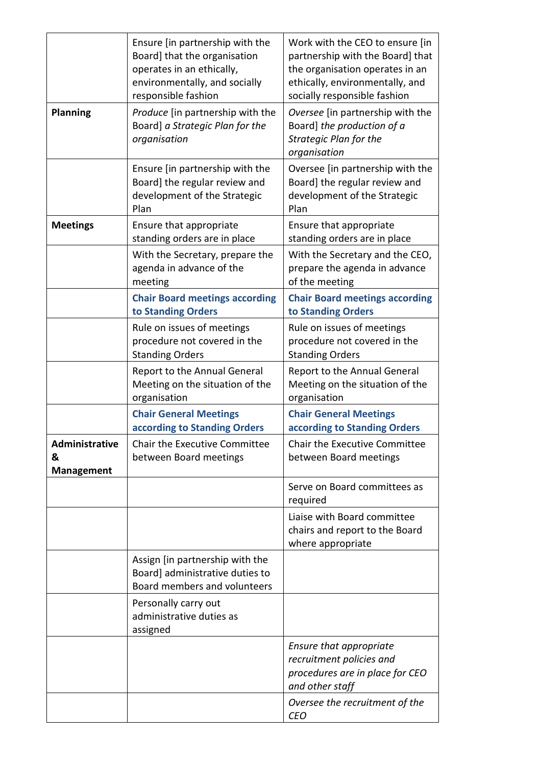| | | |
|---|---|---|
| | Ensure [in partnership with the Board] that the organisation operates in an ethically, environmentally, and socially responsible fashion | Work with the CEO to ensure [in partnership with the Board] that the organisation operates in an ethically, environmentally, and socially responsible fashion |
| **Planning** | *Produce* [in partnership with the Board] *a Strategic Plan for the organisation* | *Oversee* [in partnership with the Board] *the production of a Strategic Plan for the organisation* |
| | Ensure [in partnership with the Board] the regular review and development of the Strategic Plan | Oversee [in partnership with the Board] the regular review and development of the Strategic Plan |
| **Meetings** | Ensure that appropriate standing orders are in place | Ensure that appropriate standing orders are in place |
| | With the Secretary, prepare the agenda in advance of the meeting | With the Secretary and the CEO, prepare the agenda in advance of the meeting |
| | **Chair Board meetings according to Standing Orders** | **Chair Board meetings according to Standing Orders** |
| | Rule on issues of meetings procedure not covered in the Standing Orders | Rule on issues of meetings procedure not covered in the Standing Orders |
| | Report to the Annual General Meeting on the situation of the organisation | Report to the Annual General Meeting on the situation of the organisation |
| | **Chair General Meetings according to Standing Orders** | **Chair General Meetings according to Standing Orders** |
| **Administrative & Management** | Chair the Executive Committee between Board meetings | Chair the Executive Committee between Board meetings |
| | | Serve on Board committees as required |
| | | Liaise with Board committee chairs and report to the Board where appropriate |
| | Assign [in partnership with the Board] administrative duties to Board members and volunteers | |
| | Personally carry out administrative duties as assigned | |
| | | *Ensure that appropriate recruitment policies and procedures are in place for CEO and other staff* |
| | | *Oversee the recruitment of the CEO* |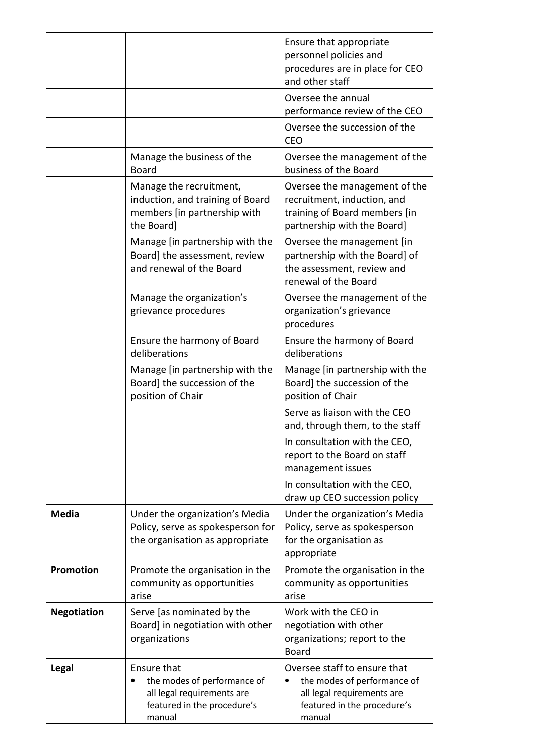| | | |
|---|---|---|
| | | Ensure that appropriate personnel policies and procedures are in place for CEO and other staff |
| | | Oversee the annual performance review of the CEO |
| | | Oversee the succession of the CEO |
| | Manage the business of the Board | Oversee the management of the business of the Board |
| | Manage the recruitment, induction, and training of Board members [in partnership with the Board] | Oversee the management of the recruitment, induction, and training of Board members [in partnership with the Board] |
| | Manage [in partnership with the Board] the assessment, review and renewal of the Board | Oversee the management [in partnership with the Board] of the assessment, review and renewal of the Board |
| | Manage the organization's grievance procedures | Oversee the management of the organization's grievance procedures |
| | Ensure the harmony of Board deliberations | Ensure the harmony of Board deliberations |
| | Manage [in partnership with the Board] the succession of the position of Chair | Manage [in partnership with the Board] the succession of the position of Chair |
| | | Serve as liaison with the CEO and, through them, to the staff |
| | | In consultation with the CEO, report to the Board on staff management issues |
| | | In consultation with the CEO, draw up CEO succession policy |
| **Media** | Under the organization's Media Policy, serve as spokesperson for the organisation as appropriate | Under the organization's Media Policy, serve as spokesperson for the organisation as appropriate |
| **Promotion** | Promote the organisation in the community as opportunities arise | Promote the organisation in the community as opportunities arise |
| **Negotiation** | Serve [as nominated by the Board] in negotiation with other organizations | Work with the CEO in negotiation with other organizations; report to the Board |
| **Legal** | Ensure that<br>• the modes of performance of all legal requirements are featured in the procedure's manual | Oversee staff to ensure that<br>• the modes of performance of all legal requirements are featured in the procedure's manual |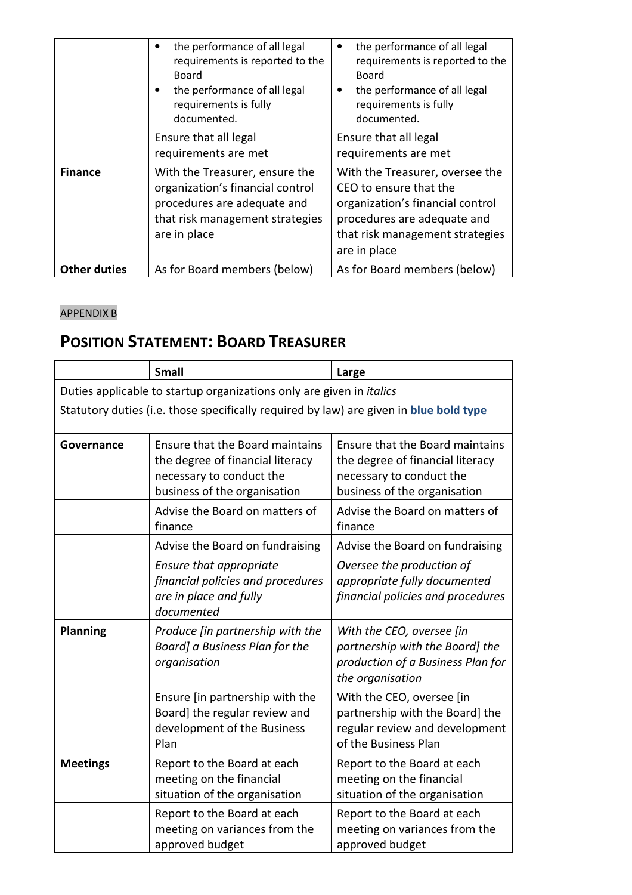| | | |
|---|---|---|
| | • the performance of all legal requirements is reported to the Board<br>• the performance of all legal requirements is fully documented. | • the performance of all legal requirements is reported to the Board<br>• the performance of all legal requirements is fully documented. |
| | Ensure that all legal requirements are met | Ensure that all legal requirements are met |
| **Finance** | With the Treasurer, ensure the organization's financial control procedures are adequate and that risk management strategies are in place | With the Treasurer, oversee the CEO to ensure that the organization's financial control procedures are adequate and that risk management strategies are in place |
| **Other duties** | As for Board members (below) | As for Board members (below) |

APPENDIX B

## Position Statement: Board Treasurer

| | **Small** | **Large** |
|---|---|---|
| Duties applicable to startup organizations only are given in *italics*<br>Statutory duties (i.e. those specifically required by law) are given in **blue bold type** | | |
| **Governance** | Ensure that the Board maintains the degree of financial literacy necessary to conduct the business of the organisation | Ensure that the Board maintains the degree of financial literacy necessary to conduct the business of the organisation |
| | Advise the Board on matters of finance | Advise the Board on matters of finance |
| | Advise the Board on fundraising | Advise the Board on fundraising |
| | *Ensure that appropriate financial policies and procedures are in place and fully documented* | *Oversee the production of appropriate fully documented financial policies and procedures* |
| **Planning** | *Produce [in partnership with the Board] a Business Plan for the organisation* | *With the CEO, oversee [in partnership with the Board] the production of a Business Plan for the organisation* |
| | Ensure [in partnership with the Board] the regular review and development of the Business Plan | With the CEO, oversee [in partnership with the Board] the regular review and development of the Business Plan |
| **Meetings** | Report to the Board at each meeting on the financial situation of the organisation | Report to the Board at each meeting on the financial situation of the organisation |
| | Report to the Board at each meeting on variances from the approved budget | Report to the Board at each meeting on variances from the approved budget |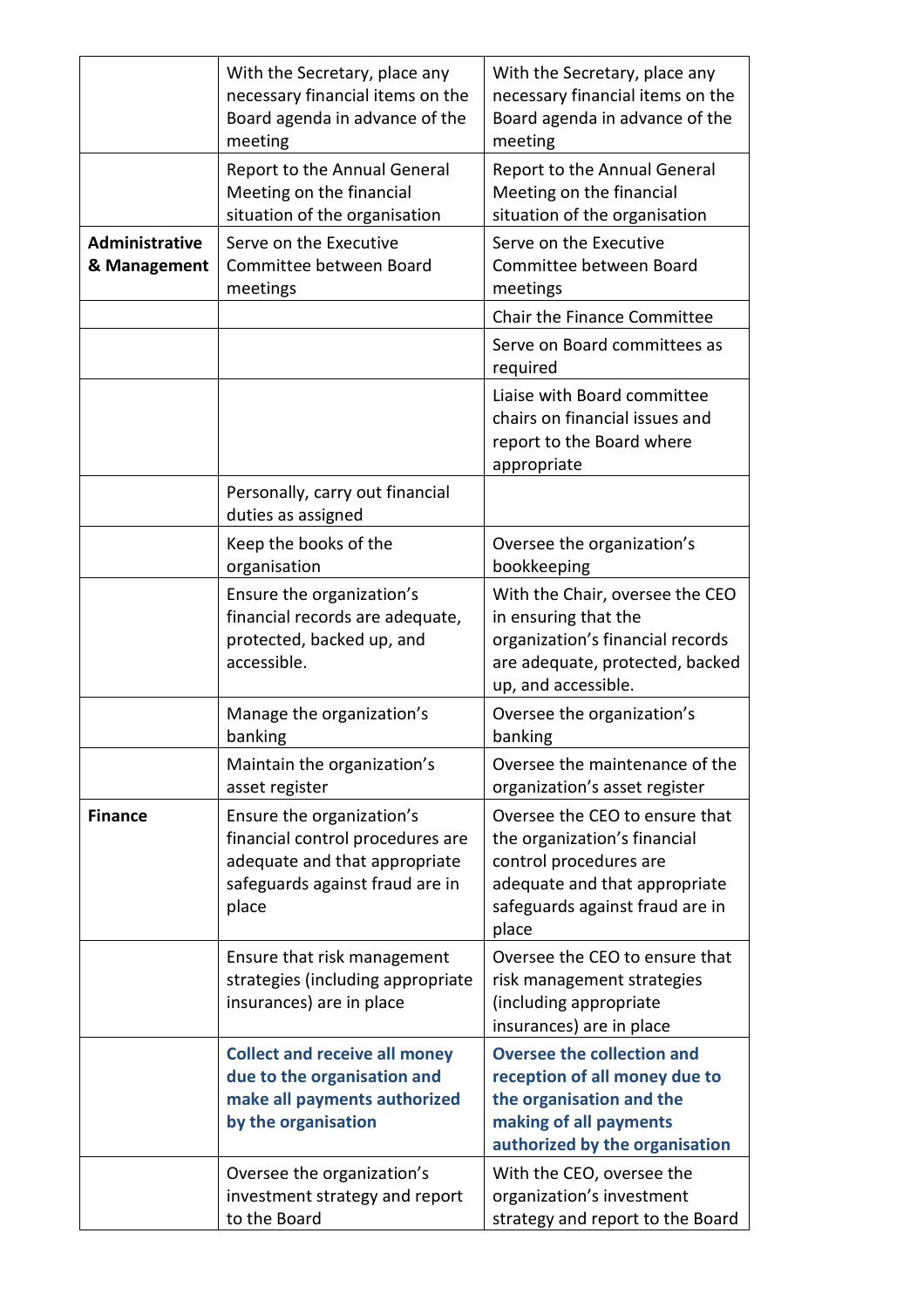| | | |
|---|---|---|
| | With the Secretary, place any necessary financial items on the Board agenda in advance of the meeting | With the Secretary, place any necessary financial items on the Board agenda in advance of the meeting |
| | Report to the Annual General Meeting on the financial situation of the organisation | Report to the Annual General Meeting on the financial situation of the organisation |
| **Administrative & Management** | Serve on the Executive Committee between Board meetings | Serve on the Executive Committee between Board meetings |
| | | Chair the Finance Committee |
| | | Serve on Board committees as required |
| | | Liaise with Board committee chairs on financial issues and report to the Board where appropriate |
| | Personally, carry out financial duties as assigned | |
| | Keep the books of the organisation | Oversee the organization's bookkeeping |
| | Ensure the organization's financial records are adequate, protected, backed up, and accessible. | With the Chair, oversee the CEO in ensuring that the organization's financial records are adequate, protected, backed up, and accessible. |
| | Manage the organization's banking | Oversee the organization's banking |
| | Maintain the organization's asset register | Oversee the maintenance of the organization's asset register |
| **Finance** | Ensure the organization's financial control procedures are adequate and that appropriate safeguards against fraud are in place | Oversee the CEO to ensure that the organization's financial control procedures are adequate and that appropriate safeguards against fraud are in place |
| | Ensure that risk management strategies (including appropriate insurances) are in place | Oversee the CEO to ensure that risk management strategies (including appropriate insurances) are in place |
| | **Collect and receive all money due to the organisation and make all payments authorized by the organisation** | **Oversee the collection and reception of all money due to the organisation and the making of all payments authorized by the organisation** |
| | Oversee the organization's investment strategy and report to the Board | With the CEO, oversee the organization's investment strategy and report to the Board |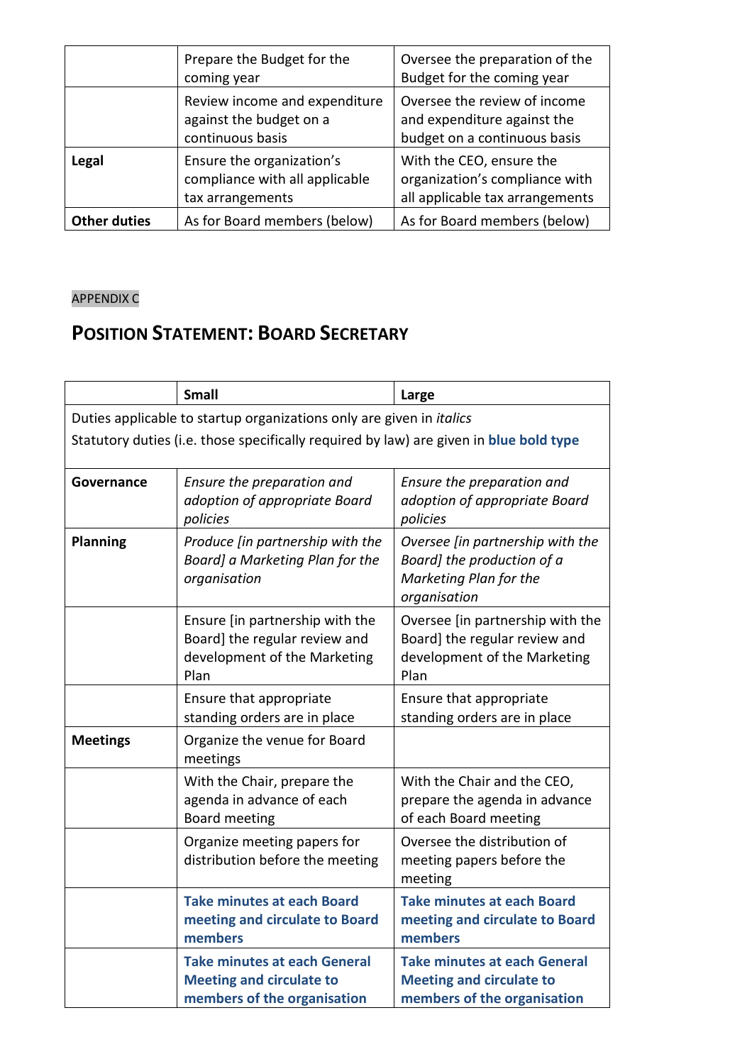| | | |
|---|---|---|
| | Prepare the Budget for the coming year | Oversee the preparation of the Budget for the coming year |
| | Review income and expenditure against the budget on a continuous basis | Oversee the review of income and expenditure against the budget on a continuous basis |
| **Legal** | Ensure the organization's compliance with all applicable tax arrangements | With the CEO, ensure the organization's compliance with all applicable tax arrangements |
| **Other duties** | As for Board members (below) | As for Board members (below) |

APPENDIX C

## Position Statement: Board Secretary

| | **Small** | **Large** |
|---|---|---|
| Duties applicable to startup organizations only are given in *italics*<br>Statutory duties (i.e. those specifically required by law) are given in **blue bold type** | | |
| **Governance** | *Ensure the preparation and adoption of appropriate Board policies* | *Ensure the preparation and adoption of appropriate Board policies* |
| **Planning** | *Produce [in partnership with the Board] a Marketing Plan for the organisation* | *Oversee [in partnership with the Board] the production of a Marketing Plan for the organisation* |
| | Ensure [in partnership with the Board] the regular review and development of the Marketing Plan | Oversee [in partnership with the Board] the regular review and development of the Marketing Plan |
| | Ensure that appropriate standing orders are in place | Ensure that appropriate standing orders are in place |
| **Meetings** | Organize the venue for Board meetings | |
| | With the Chair, prepare the agenda in advance of each Board meeting | With the Chair and the CEO, prepare the agenda in advance of each Board meeting |
| | Organize meeting papers for distribution before the meeting | Oversee the distribution of meeting papers before the meeting |
| | **Take minutes at each Board meeting and circulate to Board members** | **Take minutes at each Board meeting and circulate to Board members** |
| | **Take minutes at each General Meeting and circulate to members of the organisation** | **Take minutes at each General Meeting and circulate to members of the organisation** |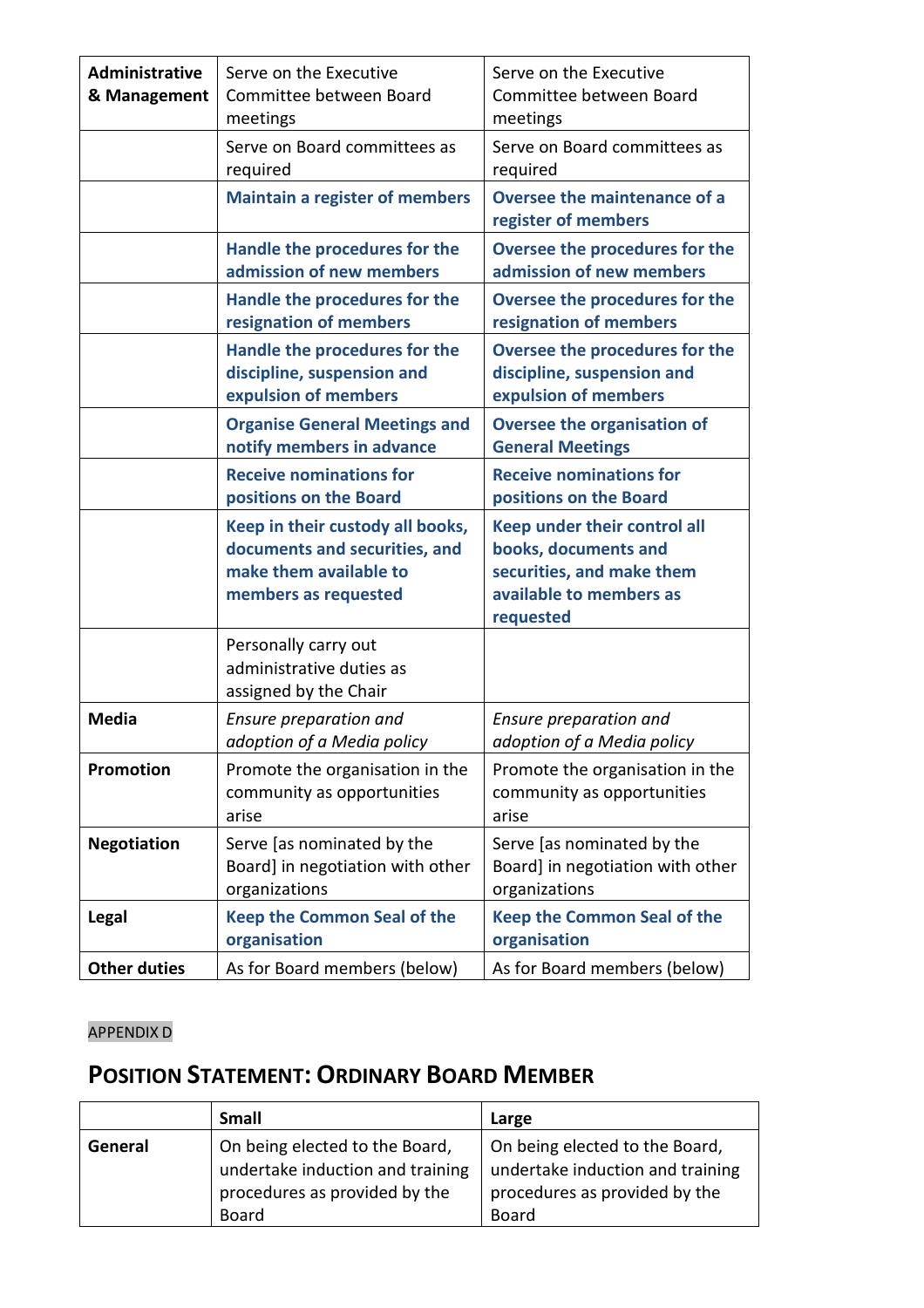| | | |
|---|---|---|
| **Administrative & Management** | Serve on the Executive Committee between Board meetings | Serve on the Executive Committee between Board meetings |
| | Serve on Board committees as required | Serve on Board committees as required |
| | **Maintain a register of members** | **Oversee the maintenance of a register of members** |
| | **Handle the procedures for the admission of new members** | **Oversee the procedures for the admission of new members** |
| | **Handle the procedures for the resignation of members** | **Oversee the procedures for the resignation of members** |
| | **Handle the procedures for the discipline, suspension and expulsion of members** | **Oversee the procedures for the discipline, suspension and expulsion of members** |
| | **Organise General Meetings and notify members in advance** | **Oversee the organisation of General Meetings** |
| | **Receive nominations for positions on the Board** | **Receive nominations for positions on the Board** |
| | **Keep in their custody all books, documents and securities, and make them available to members as requested** | **Keep under their control all books, documents and securities, and make them available to members as requested** |
| | Personally carry out administrative duties as assigned by the Chair | |
| **Media** | *Ensure preparation and adoption of a Media policy* | *Ensure preparation and adoption of a Media policy* |
| **Promotion** | Promote the organisation in the community as opportunities arise | Promote the organisation in the community as opportunities arise |
| **Negotiation** | Serve [as nominated by the Board] in negotiation with other organizations | Serve [as nominated by the Board] in negotiation with other organizations |
| **Legal** | **Keep the Common Seal of the organisation** | **Keep the Common Seal of the organisation** |
| **Other duties** | As for Board members (below) | As for Board members (below) |

APPENDIX D

## POSITION STATEMENT: ORDINARY BOARD MEMBER

| | **Small** | **Large** |
|---|---|---|
| **General** | On being elected to the Board, undertake induction and training procedures as provided by the Board | On being elected to the Board, undertake induction and training procedures as provided by the Board |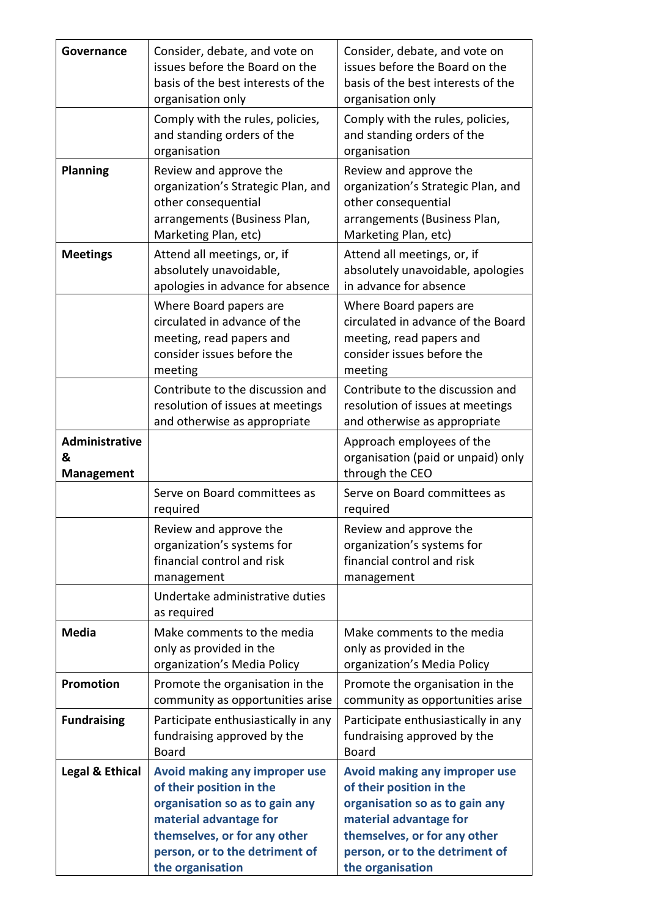| | | |
|---|---|---|
| **Governance** | Consider, debate, and vote on issues before the Board on the basis of the best interests of the organisation only | Consider, debate, and vote on issues before the Board on the basis of the best interests of the organisation only |
| | Comply with the rules, policies, and standing orders of the organisation | Comply with the rules, policies, and standing orders of the organisation |
| **Planning** | Review and approve the organization's Strategic Plan, and other consequential arrangements (Business Plan, Marketing Plan, etc) | Review and approve the organization's Strategic Plan, and other consequential arrangements (Business Plan, Marketing Plan, etc) |
| **Meetings** | Attend all meetings, or, if absolutely unavoidable, apologies in advance for absence | Attend all meetings, or, if absolutely unavoidable, apologies in advance for absence |
| | Where Board papers are circulated in advance of the meeting, read papers and consider issues before the meeting | Where Board papers are circulated in advance of the Board meeting, read papers and consider issues before the meeting |
| | Contribute to the discussion and resolution of issues at meetings and otherwise as appropriate | Contribute to the discussion and resolution of issues at meetings and otherwise as appropriate |
| **Administrative & Management** | | Approach employees of the organisation (paid or unpaid) only through the CEO |
| | Serve on Board committees as required | Serve on Board committees as required |
| | Review and approve the organization's systems for financial control and risk management | Review and approve the organization's systems for financial control and risk management |
| | Undertake administrative duties as required | |
| **Media** | Make comments to the media only as provided in the organization's Media Policy | Make comments to the media only as provided in the organization's Media Policy |
| **Promotion** | Promote the organisation in the community as opportunities arise | Promote the organisation in the community as opportunities arise |
| **Fundraising** | Participate enthusiastically in any fundraising approved by the Board | Participate enthusiastically in any fundraising approved by the Board |
| **Legal & Ethical** | **Avoid making any improper use of their position in the organisation so as to gain any material advantage for themselves, or for any other person, or to the detriment of the organisation** | **Avoid making any improper use of their position in the organisation so as to gain any material advantage for themselves, or for any other person, or to the detriment of the organisation** |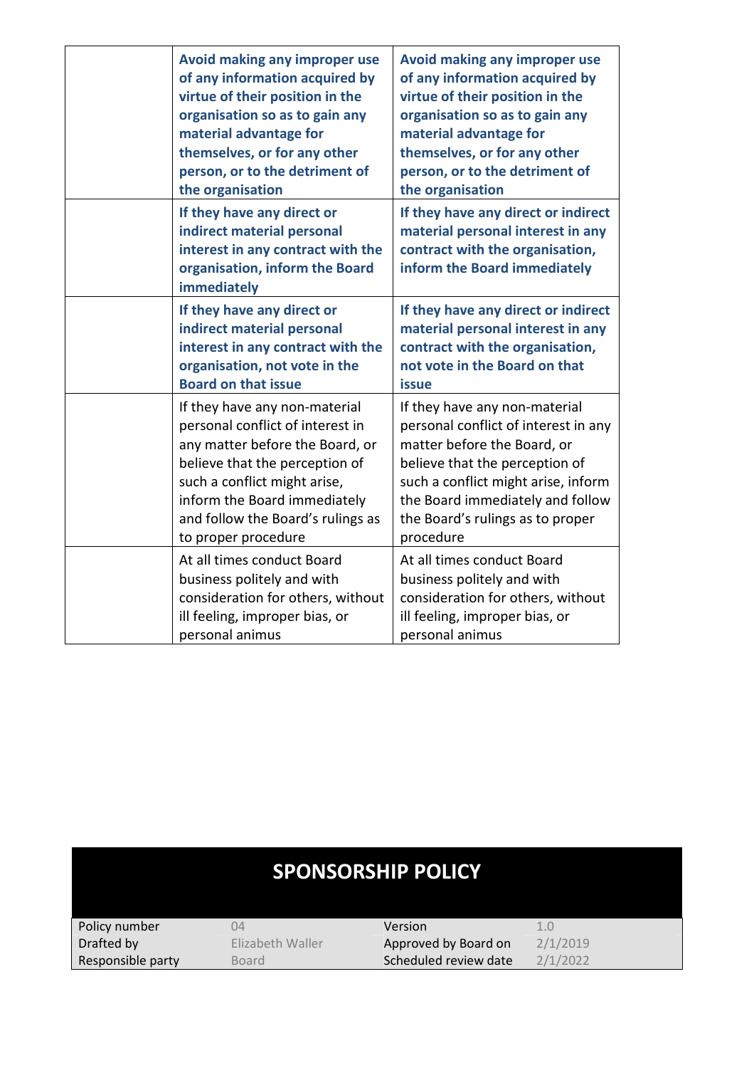| | | |
|---|---|---|
| | **Avoid making any improper use of any information acquired by virtue of their position in the organisation so as to gain any material advantage for themselves, or for any other person, or to the detriment of the organisation** | **Avoid making any improper use of any information acquired by virtue of their position in the organisation so as to gain any material advantage for themselves, or for any other person, or to the detriment of the organisation** |
| | **If they have any direct or indirect material personal interest in any contract with the organisation, inform the Board immediately** | **If they have any direct or indirect material personal interest in any contract with the organisation, inform the Board immediately** |
| | **If they have any direct or indirect material personal interest in any contract with the organisation, not vote in the Board on that issue** | **If they have any direct or indirect material personal interest in any contract with the organisation, not vote in the Board on that issue** |
| | If they have any non-material personal conflict of interest in any matter before the Board, or believe that the perception of such a conflict might arise, inform the Board immediately and follow the Board's rulings as to proper procedure | If they have any non-material personal conflict of interest in any matter before the Board, or believe that the perception of such a conflict might arise, inform the Board immediately and follow the Board's rulings as to proper procedure |
| | At all times conduct Board business politely and with consideration for others, without ill feeling, improper bias, or personal animus | At all times conduct Board business politely and with consideration for others, without ill feeling, improper bias, or personal animus |

# SPONSORSHIP POLICY

| | | | |
|---|---|---|---|
| Policy number | 04 | Version | 1.0 |
| Drafted by | Elizabeth Waller | Approved by Board on | 2/1/2019 |
| Responsible party | Board | Scheduled review date | 2/1/2022 |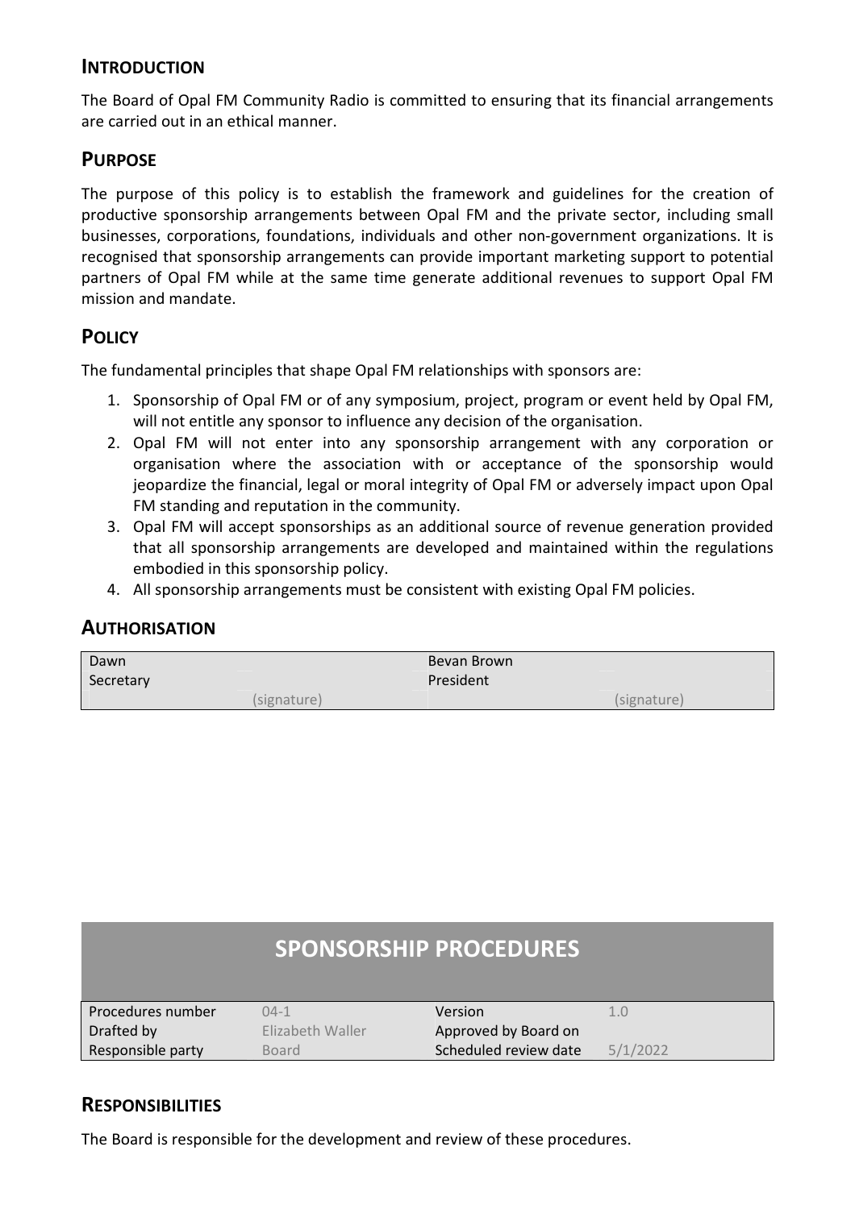## INTRODUCTION

The Board of Opal FM Community Radio is committed to ensuring that its financial arrangements are carried out in an ethical manner.

## PURPOSE

The purpose of this policy is to establish the framework and guidelines for the creation of productive sponsorship arrangements between Opal FM and the private sector, including small businesses, corporations, foundations, individuals and other non-government organizations. It is recognised that sponsorship arrangements can provide important marketing support to potential partners of Opal FM while at the same time generate additional revenues to support Opal FM mission and mandate.

## POLICY

The fundamental principles that shape Opal FM relationships with sponsors are:

1. Sponsorship of Opal FM or of any symposium, project, program or event held by Opal FM, will not entitle any sponsor to influence any decision of the organisation.
2. Opal FM will not enter into any sponsorship arrangement with any corporation or organisation where the association with or acceptance of the sponsorship would jeopardize the financial, legal or moral integrity of Opal FM or adversely impact upon Opal FM standing and reputation in the community.
3. Opal FM will accept sponsorships as an additional source of revenue generation provided that all sponsorship arrangements are developed and maintained within the regulations embodied in this sponsorship policy.
4. All sponsorship arrangements must be consistent with existing Opal FM policies.

## AUTHORISATION

| | | | |
|---|---|---|---|
| Dawn | | Bevan Brown | |
| Secretary | | President | |
| | (signature) | | (signature) |

# SPONSORSHIP PROCEDURES

| | | | |
|---|---|---|---|
| Procedures number | 04-1 | Version | 1.0 |
| Drafted by | Elizabeth Waller | Approved by Board on | |
| Responsible party | Board | Scheduled review date | 5/1/2022 |

## RESPONSIBILITIES

The Board is responsible for the development and review of these procedures.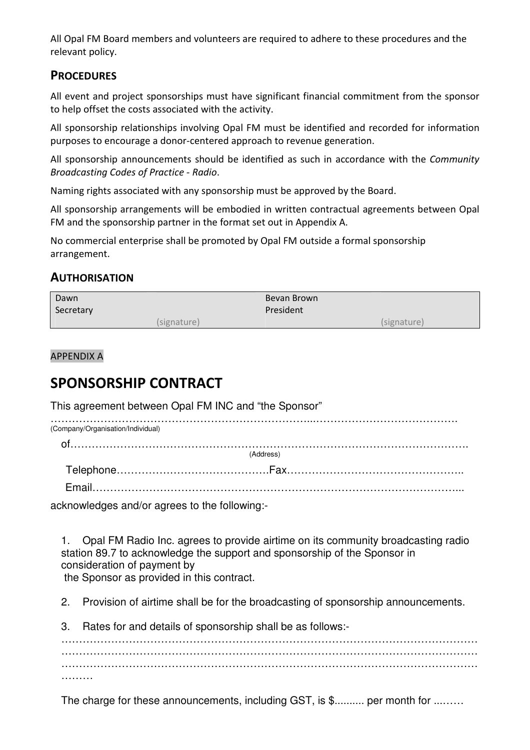All Opal FM Board members and volunteers are required to adhere to these procedures and the relevant policy.

## PROCEDURES

All event and project sponsorships must have significant financial commitment from the sponsor to help offset the costs associated with the activity.

All sponsorship relationships involving Opal FM must be identified and recorded for information purposes to encourage a donor-centered approach to revenue generation.

All sponsorship announcements should be identified as such in accordance with the *Community Broadcasting Codes of Practice - Radio*.

Naming rights associated with any sponsorship must be approved by the Board.

All sponsorship arrangements will be embodied in written contractual agreements between Opal FM and the sponsorship partner in the format set out in Appendix A.

No commercial enterprise shall be promoted by Opal FM outside a formal sponsorship arrangement.

## AUTHORISATION

| Dawn<br>Secretary<br>(signature) | Bevan Brown<br>President<br>(signature) |
|---|---|

APPENDIX A

# SPONSORSHIP CONTRACT

This agreement between Opal FM INC and "the Sponsor"

……………………………………………………………...…………………………………
(Company/Organisation/Individual)

of……………………………………………………………………………………………….
(Address)

Telephone…………………………………….Fax…………………………………………..

Email……………………………………………………………………………………...

acknowledges and/or agrees to the following:-

1. Opal FM Radio Inc. agrees to provide airtime on its community broadcasting radio station 89.7 to acknowledge the support and sponsorship of the Sponsor in consideration of payment by the Sponsor as provided in this contract.

2. Provision of airtime shall be for the broadcasting of sponsorship announcements.

3. Rates for and details of sponsorship shall be as follows:-
…………………………………………………………………………………………………
…………………………………………………………………………………………………
…………………………………………………………………………………………………
………

The charge for these announcements, including GST, is $.......... per month for ...……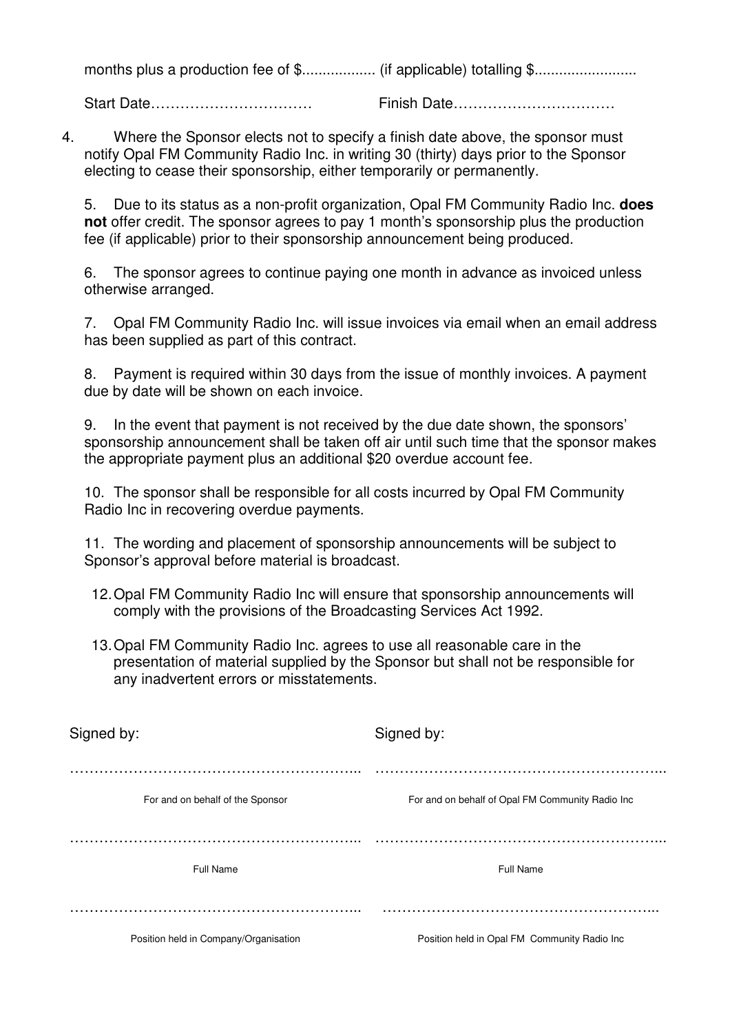months plus a production fee of $.................. (if applicable) totalling $.........................

Start Date……………………………  Finish Date……………………………

4. Where the Sponsor elects not to specify a finish date above, the sponsor must notify Opal FM Community Radio Inc. in writing 30 (thirty) days prior to the Sponsor electing to cease their sponsorship, either temporarily or permanently.

5. Due to its status as a non-profit organization, Opal FM Community Radio Inc. **does not** offer credit. The sponsor agrees to pay 1 month's sponsorship plus the production fee (if applicable) prior to their sponsorship announcement being produced.

6. The sponsor agrees to continue paying one month in advance as invoiced unless otherwise arranged.

7. Opal FM Community Radio Inc. will issue invoices via email when an email address has been supplied as part of this contract.

8. Payment is required within 30 days from the issue of monthly invoices. A payment due by date will be shown on each invoice.

9. In the event that payment is not received by the due date shown, the sponsors' sponsorship announcement shall be taken off air until such time that the sponsor makes the appropriate payment plus an additional $20 overdue account fee.

10. The sponsor shall be responsible for all costs incurred by Opal FM Community Radio Inc in recovering overdue payments.

11. The wording and placement of sponsorship announcements will be subject to Sponsor's approval before material is broadcast.

12. Opal FM Community Radio Inc will ensure that sponsorship announcements will comply with the provisions of the Broadcasting Services Act 1992.

13. Opal FM Community Radio Inc. agrees to use all reasonable care in the presentation of material supplied by the Sponsor but shall not be responsible for any inadvertent errors or misstatements.

| Signed by: | Signed by: |
|---|---|
| …………………………………………………... | …………………………………………………... |
| For and on behalf of the Sponsor | For and on behalf of Opal FM Community Radio Inc |
| …………………………………………………... | …………………………………………………... |
| Full Name | Full Name |
| …………………………………………………... | ………………………………………………... |
| Position held in Company/Organisation | Position held in Opal FM Community Radio Inc |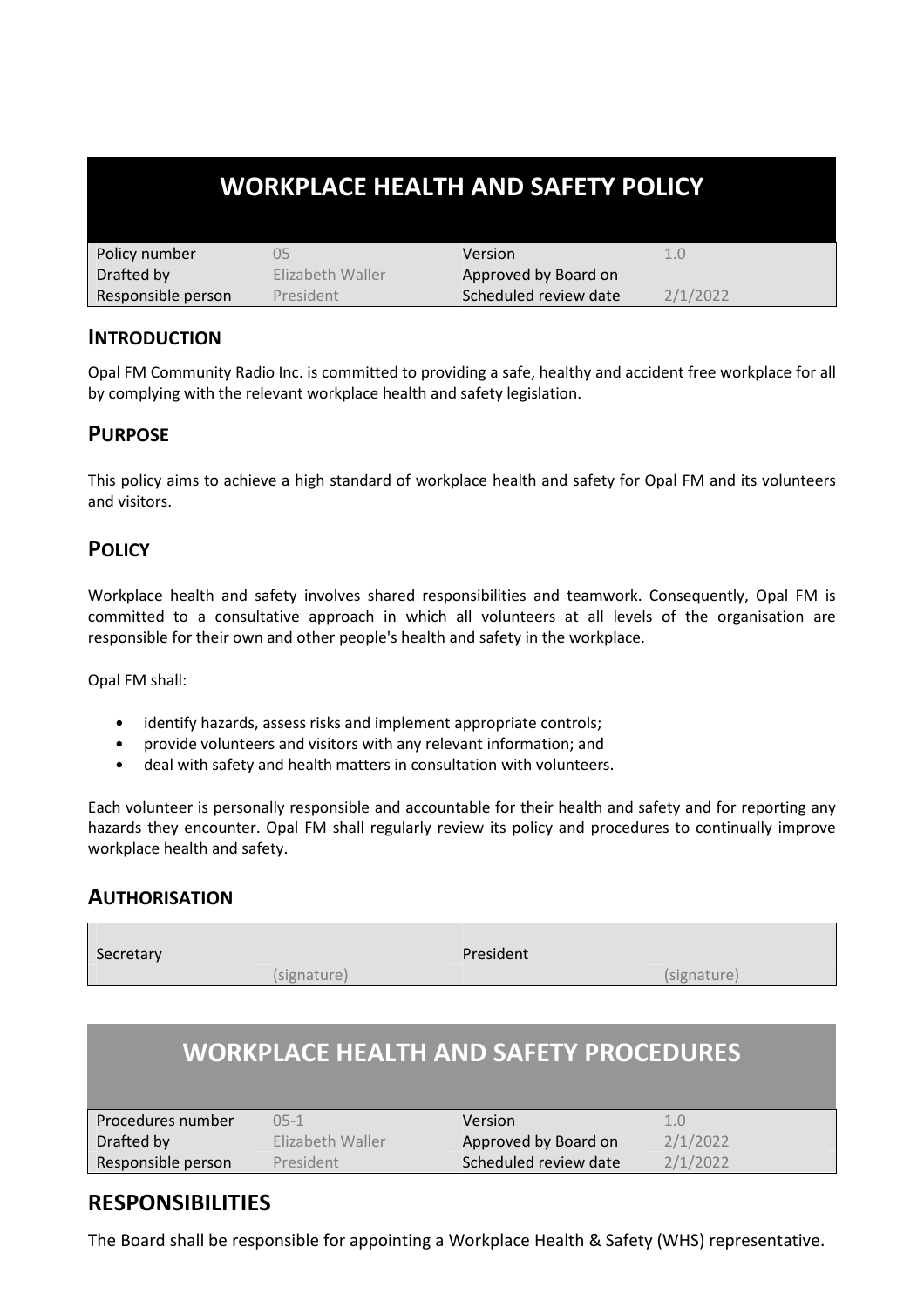# WORKPLACE HEALTH AND SAFETY POLICY

| | | | |
|---|---|---|---|
| Policy number | 05 | Version | 1.0 |
| Drafted by | Elizabeth Waller | Approved by Board on | |
| Responsible person | President | Scheduled review date | 2/1/2022 |

## INTRODUCTION

Opal FM Community Radio Inc. is committed to providing a safe, healthy and accident free workplace for all by complying with the relevant workplace health and safety legislation.

## PURPOSE

This policy aims to achieve a high standard of workplace health and safety for Opal FM and its volunteers and visitors.

## POLICY

Workplace health and safety involves shared responsibilities and teamwork. Consequently, Opal FM is committed to a consultative approach in which all volunteers at all levels of the organisation are responsible for their own and other people's health and safety in the workplace.

Opal FM shall:

- identify hazards, assess risks and implement appropriate controls;
- provide volunteers and visitors with any relevant information; and
- deal with safety and health matters in consultation with volunteers.

Each volunteer is personally responsible and accountable for their health and safety and for reporting any hazards they encounter. Opal FM shall regularly review its policy and procedures to continually improve workplace health and safety.

## AUTHORISATION

| | | | |
|---|---|---|---|
| Secretary | (signature) | President | (signature) |

# WORKPLACE HEALTH AND SAFETY PROCEDURES

| | | | |
|---|---|---|---|
| Procedures number | 05-1 | Version | 1.0 |
| Drafted by | Elizabeth Waller | Approved by Board on | 2/1/2022 |
| Responsible person | President | Scheduled review date | 2/1/2022 |

## RESPONSIBILITIES

The Board shall be responsible for appointing a Workplace Health & Safety (WHS) representative.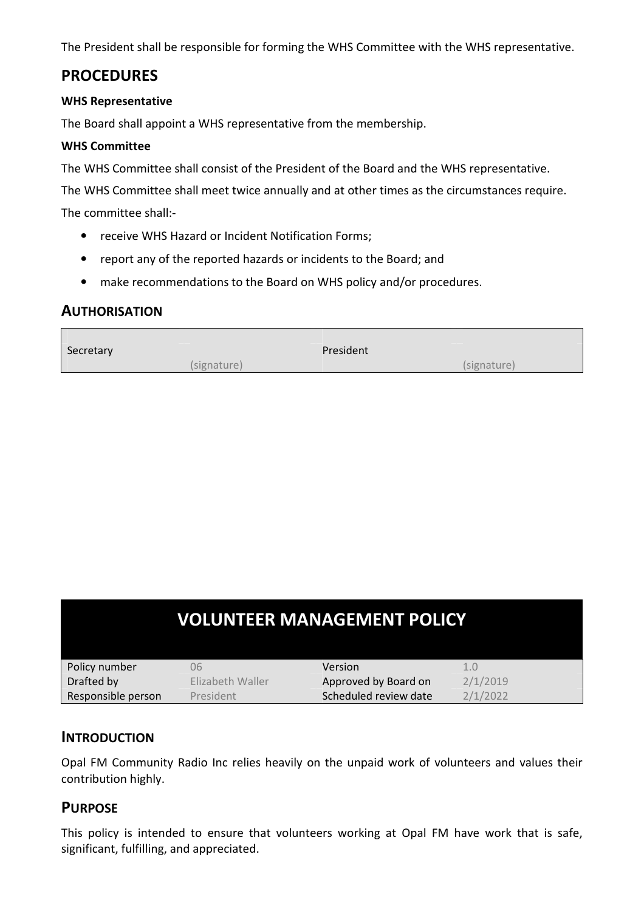The President shall be responsible for forming the WHS Committee with the WHS representative.

## PROCEDURES

**WHS Representative**

The Board shall appoint a WHS representative from the membership.

**WHS Committee**

The WHS Committee shall consist of the President of the Board and the WHS representative.

The WHS Committee shall meet twice annually and at other times as the circumstances require.

The committee shall:-

- receive WHS Hazard or Incident Notification Forms;
- report any of the reported hazards or incidents to the Board; and
- make recommendations to the Board on WHS policy and/or procedures.

## AUTHORISATION

| Secretary | (signature) | President | (signature) |
|---|---|---|---|

# VOLUNTEER MANAGEMENT POLICY

| Policy number | 06 | Version | 1.0 |
|---|---|---|---|
| Drafted by | Elizabeth Waller | Approved by Board on | 2/1/2019 |
| Responsible person | President | Scheduled review date | 2/1/2022 |

## INTRODUCTION

Opal FM Community Radio Inc relies heavily on the unpaid work of volunteers and values their contribution highly.

## PURPOSE

This policy is intended to ensure that volunteers working at Opal FM have work that is safe, significant, fulfilling, and appreciated.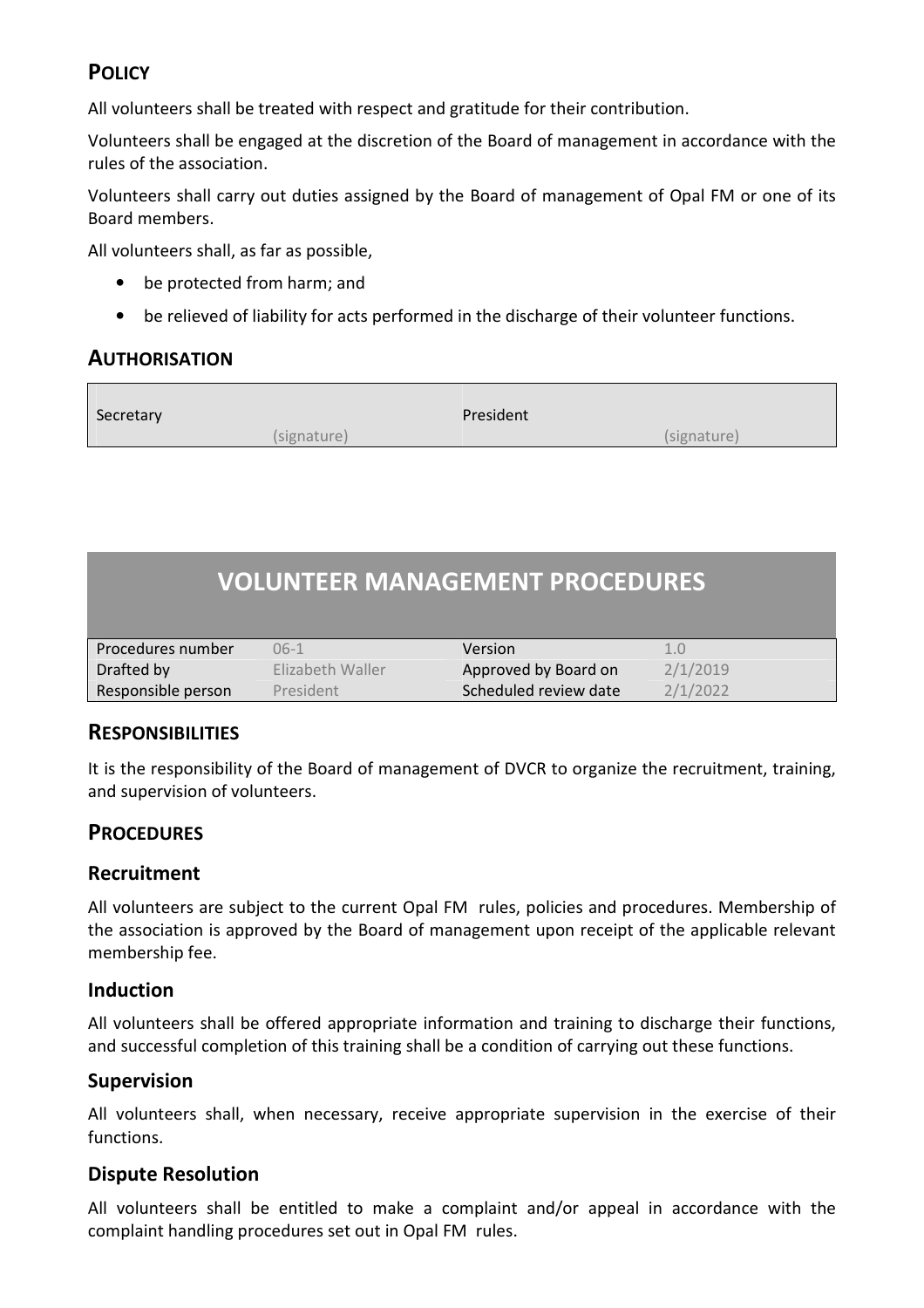## POLICY

All volunteers shall be treated with respect and gratitude for their contribution.

Volunteers shall be engaged at the discretion of the Board of management in accordance with the rules of the association.

Volunteers shall carry out duties assigned by the Board of management of Opal FM or one of its Board members.

All volunteers shall, as far as possible,

- be protected from harm; and
- be relieved of liability for acts performed in the discharge of their volunteer functions.

## AUTHORISATION

| Secretary | (signature) | President | (signature) |
|---|---|---|---|

# VOLUNTEER MANAGEMENT PROCEDURES

| Procedures number | 06-1 | Version | 1.0 |
|---|---|---|---|
| Drafted by | Elizabeth Waller | Approved by Board on | 2/1/2019 |
| Responsible person | President | Scheduled review date | 2/1/2022 |

## RESPONSIBILITIES

It is the responsibility of the Board of management of DVCR to organize the recruitment, training, and supervision of volunteers.

## PROCEDURES

### Recruitment

All volunteers are subject to the current Opal FM rules, policies and procedures. Membership of the association is approved by the Board of management upon receipt of the applicable relevant membership fee.

### Induction

All volunteers shall be offered appropriate information and training to discharge their functions, and successful completion of this training shall be a condition of carrying out these functions.

### Supervision

All volunteers shall, when necessary, receive appropriate supervision in the exercise of their functions.

### Dispute Resolution

All volunteers shall be entitled to make a complaint and/or appeal in accordance with the complaint handling procedures set out in Opal FM rules.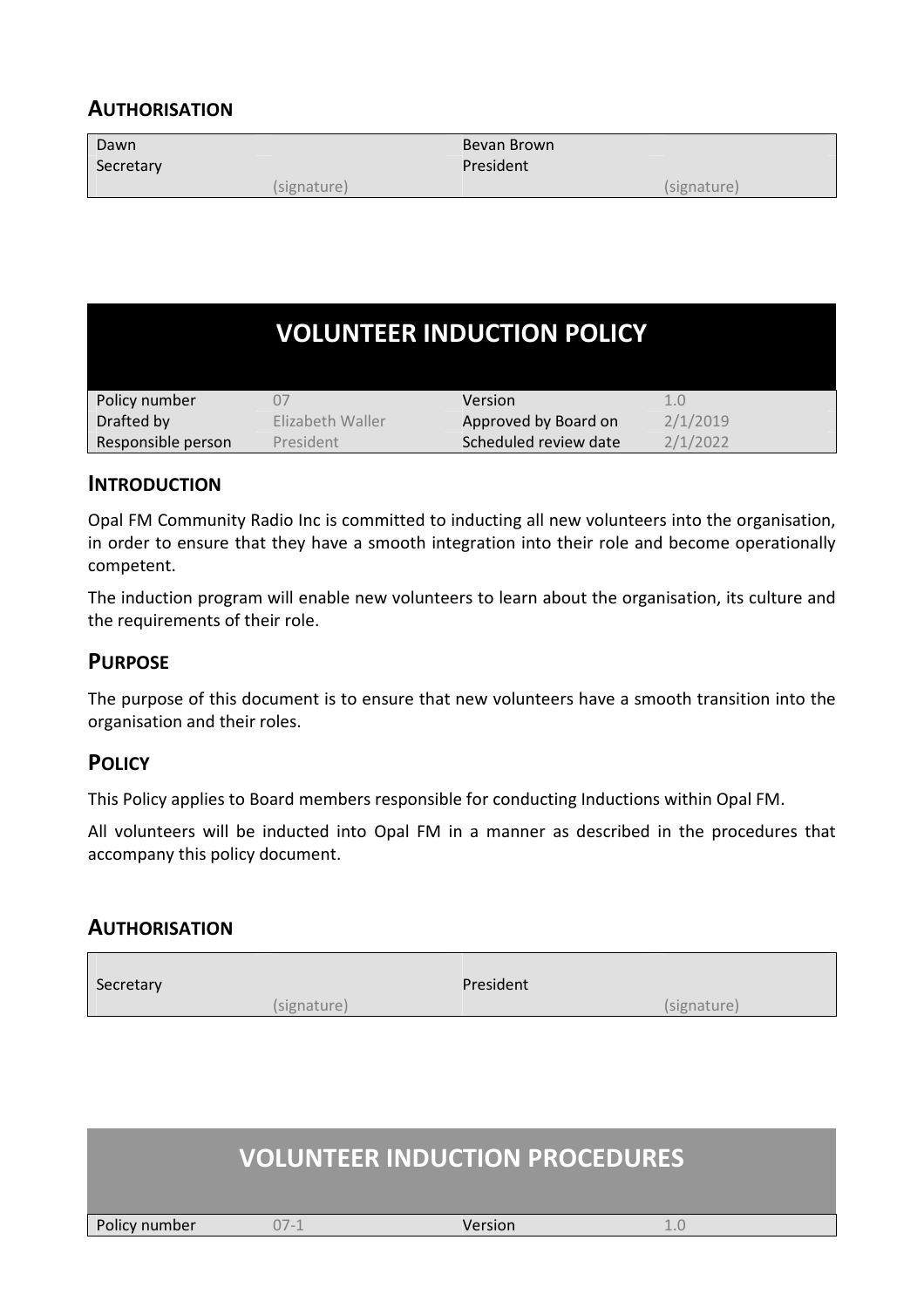## AUTHORISATION

| Dawn<br>Secretary | (signature) | Bevan Brown<br>President | (signature) |
|---|---|---|---|

# VOLUNTEER INDUCTION POLICY

| Policy number | 07 | Version | 1.0 |
|---|---|---|---|
| Drafted by | Elizabeth Waller | Approved by Board on | 2/1/2019 |
| Responsible person | President | Scheduled review date | 2/1/2022 |

## INTRODUCTION

Opal FM Community Radio Inc is committed to inducting all new volunteers into the organisation, in order to ensure that they have a smooth integration into their role and become operationally competent.

The induction program will enable new volunteers to learn about the organisation, its culture and the requirements of their role.

## PURPOSE

The purpose of this document is to ensure that new volunteers have a smooth transition into the organisation and their roles.

## POLICY

This Policy applies to Board members responsible for conducting Inductions within Opal FM.

All volunteers will be inducted into Opal FM in a manner as described in the procedures that accompany this policy document.

## AUTHORISATION

| Secretary | (signature) | President | (signature) |
|---|---|---|---|

# VOLUNTEER INDUCTION PROCEDURES

| Policy number | 07-1 | Version | 1.0 |
|---|---|---|---|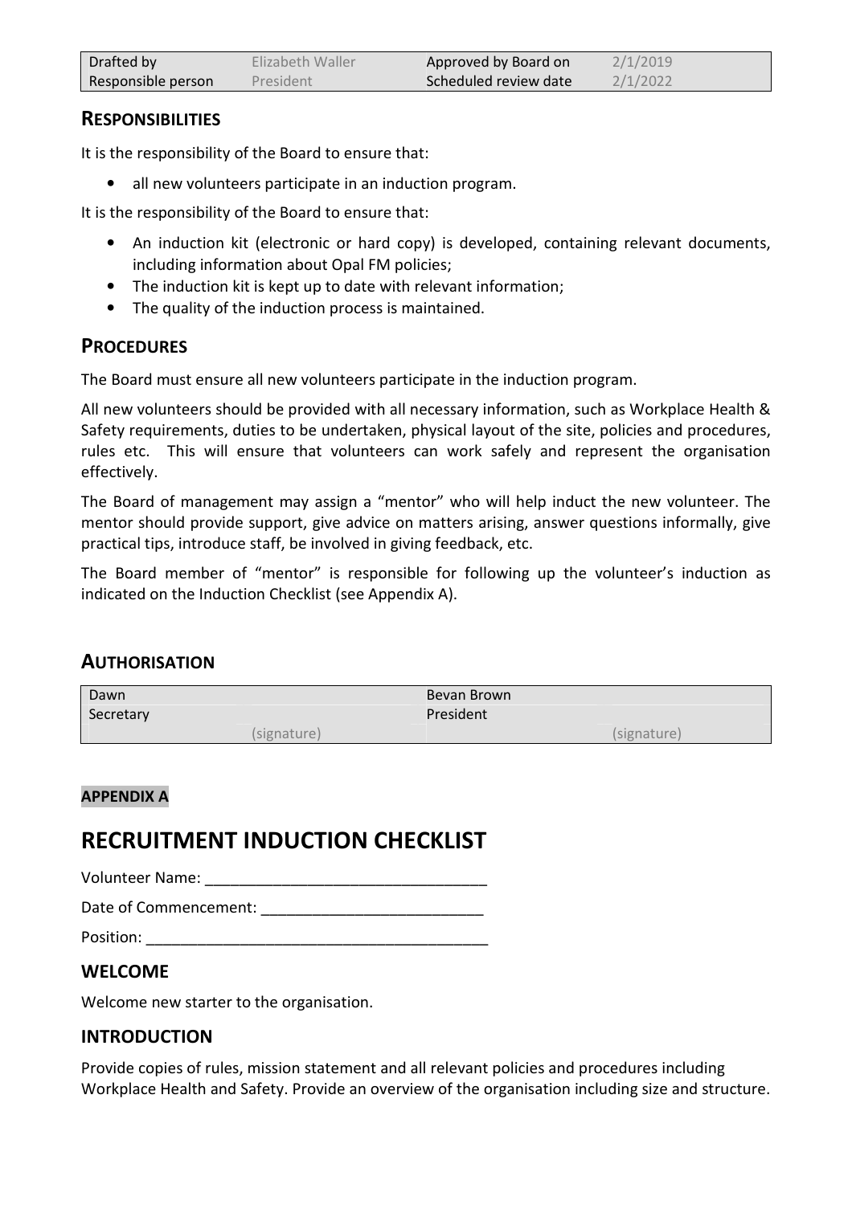| Drafted by | Elizabeth Waller | Approved by Board on | 2/1/2019 |
|---|---|---|---|
| Responsible person | President | Scheduled review date | 2/1/2022 |

## RESPONSIBILITIES

It is the responsibility of the Board to ensure that:

- all new volunteers participate in an induction program.

It is the responsibility of the Board to ensure that:

- An induction kit (electronic or hard copy) is developed, containing relevant documents, including information about Opal FM policies;
- The induction kit is kept up to date with relevant information;
- The quality of the induction process is maintained.

## PROCEDURES

The Board must ensure all new volunteers participate in the induction program.

All new volunteers should be provided with all necessary information, such as Workplace Health & Safety requirements, duties to be undertaken, physical layout of the site, policies and procedures, rules etc. This will ensure that volunteers can work safely and represent the organisation effectively.

The Board of management may assign a "mentor" who will help induct the new volunteer. The mentor should provide support, give advice on matters arising, answer questions informally, give practical tips, introduce staff, be involved in giving feedback, etc.

The Board member of "mentor" is responsible for following up the volunteer's induction as indicated on the Induction Checklist (see Appendix A).

## AUTHORISATION

| Dawn | | Bevan Brown | |
|---|---|---|---|
| Secretary | | President | |
| | (signature) | | (signature) |

**APPENDIX A**

# RECRUITMENT INDUCTION CHECKLIST

Volunteer Name: ________________________________

Date of Commencement: __________________________

Position: _______________________________________

## WELCOME

Welcome new starter to the organisation.

## INTRODUCTION

Provide copies of rules, mission statement and all relevant policies and procedures including Workplace Health and Safety. Provide an overview of the organisation including size and structure.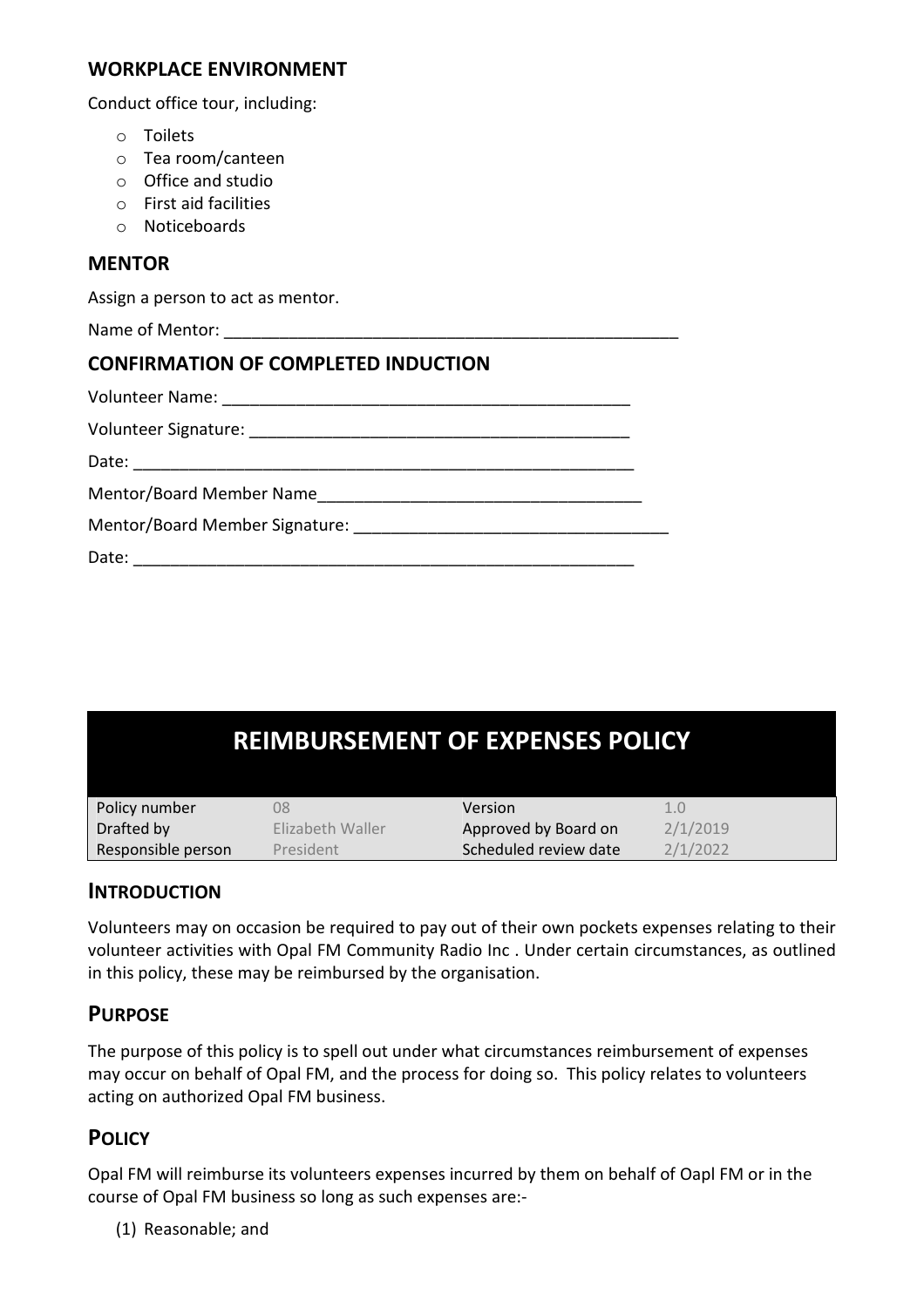### WORKPLACE ENVIRONMENT

Conduct office tour, including:

- Toilets
- Tea room/canteen
- Office and studio
- First aid facilities
- Noticeboards

### MENTOR

Assign a person to act as mentor.

Name of Mentor: ____________________________________________________

### CONFIRMATION OF COMPLETED INDUCTION

Volunteer Name: ______________________________________________

Volunteer Signature: __________________________________________

Date: _________________________________________________________

Mentor/Board Member Name____________________________________

Mentor/Board Member Signature: ___________________________________

Date: _________________________________________________________

# REIMBURSEMENT OF EXPENSES POLICY

| Policy number | 08 | Version | 1.0 |
|---|---|---|---|
| Drafted by | Elizabeth Waller | Approved by Board on | 2/1/2019 |
| Responsible person | President | Scheduled review date | 2/1/2022 |

## INTRODUCTION

Volunteers may on occasion be required to pay out of their own pockets expenses relating to their volunteer activities with Opal FM Community Radio Inc . Under certain circumstances, as outlined in this policy, these may be reimbursed by the organisation.

## PURPOSE

The purpose of this policy is to spell out under what circumstances reimbursement of expenses may occur on behalf of Opal FM, and the process for doing so. This policy relates to volunteers acting on authorized Opal FM business.

## POLICY

Opal FM will reimburse its volunteers expenses incurred by them on behalf of Oapl FM or in the course of Opal FM business so long as such expenses are:-

(1) Reasonable; and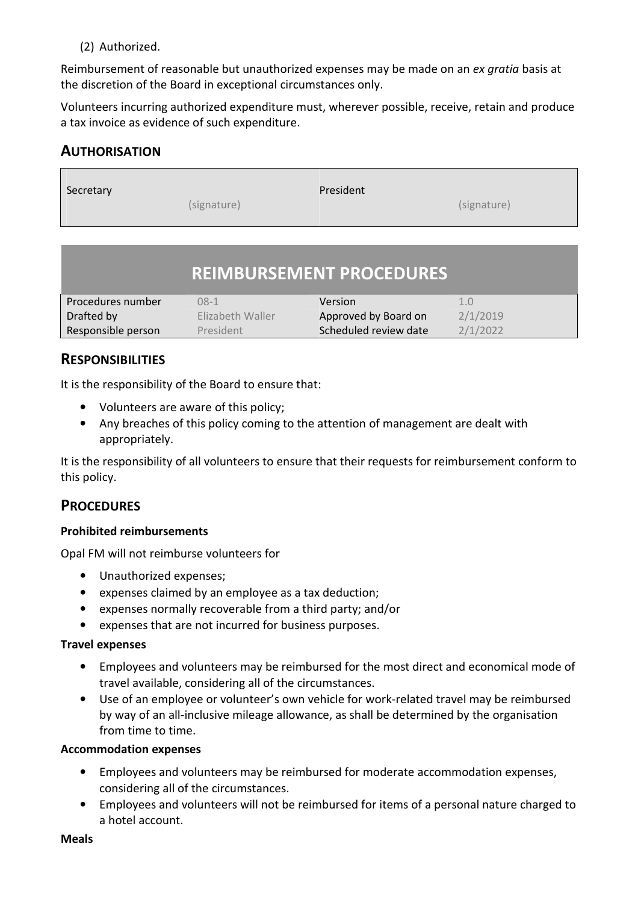(2) Authorized.

Reimbursement of reasonable but unauthorized expenses may be made on an *ex gratia* basis at the discretion of the Board in exceptional circumstances only.

Volunteers incurring authorized expenditure must, wherever possible, receive, retain and produce a tax invoice as evidence of such expenditure.

## AUTHORISATION

| Secretary | (signature) | President | (signature) |
|---|---|---|---|

# REIMBURSEMENT PROCEDURES

| Procedures number | 08-1 | Version | 1.0 |
|---|---|---|---|
| Drafted by | Elizabeth Waller | Approved by Board on | 2/1/2019 |
| Responsible person | President | Scheduled review date | 2/1/2022 |

## RESPONSIBILITIES

It is the responsibility of the Board to ensure that:

- Volunteers are aware of this policy;
- Any breaches of this policy coming to the attention of management are dealt with appropriately.

It is the responsibility of all volunteers to ensure that their requests for reimbursement conform to this policy.

## PROCEDURES

**Prohibited reimbursements**

Opal FM will not reimburse volunteers for

- Unauthorized expenses;
- expenses claimed by an employee as a tax deduction;
- expenses normally recoverable from a third party; and/or
- expenses that are not incurred for business purposes.

**Travel expenses**

- Employees and volunteers may be reimbursed for the most direct and economical mode of travel available, considering all of the circumstances.
- Use of an employee or volunteer's own vehicle for work-related travel may be reimbursed by way of an all-inclusive mileage allowance, as shall be determined by the organisation from time to time.

**Accommodation expenses**

- Employees and volunteers may be reimbursed for moderate accommodation expenses, considering all of the circumstances.
- Employees and volunteers will not be reimbursed for items of a personal nature charged to a hotel account.

**Meals**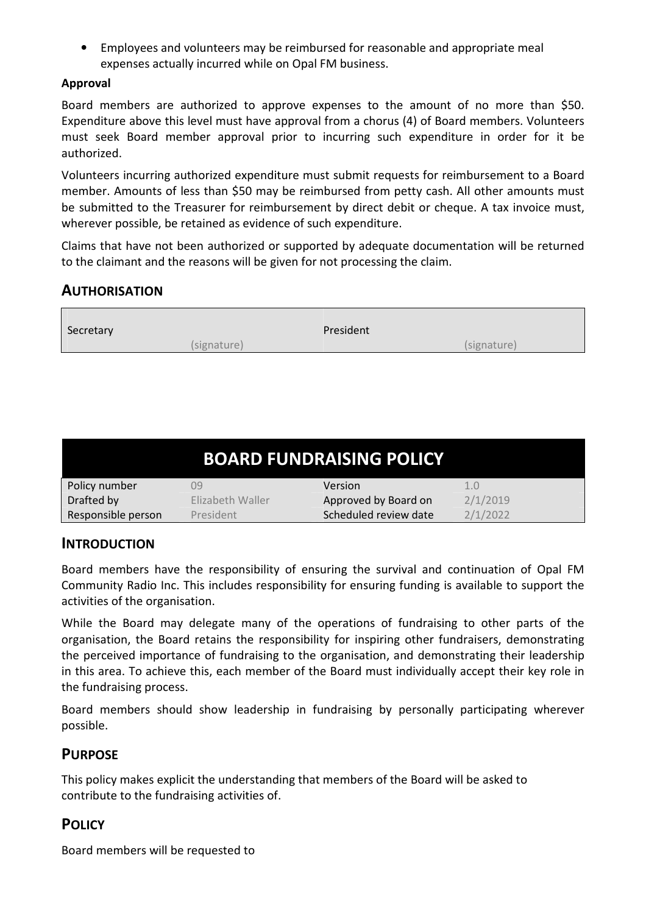- Employees and volunteers may be reimbursed for reasonable and appropriate meal expenses actually incurred while on Opal FM business.

**Approval**

Board members are authorized to approve expenses to the amount of no more than $50. Expenditure above this level must have approval from a chorus (4) of Board members. Volunteers must seek Board member approval prior to incurring such expenditure in order for it be authorized.

Volunteers incurring authorized expenditure must submit requests for reimbursement to a Board member. Amounts of less than $50 may be reimbursed from petty cash. All other amounts must be submitted to the Treasurer for reimbursement by direct debit or cheque. A tax invoice must, wherever possible, be retained as evidence of such expenditure.

Claims that have not been authorized or supported by adequate documentation will be returned to the claimant and the reasons will be given for not processing the claim.

## AUTHORISATION

| Secretary | (signature) | President | (signature) |
|---|---|---|---|

# BOARD FUNDRAISING POLICY

| Policy number | 09 | Version | 1.0 |
|---|---|---|---|
| Drafted by | Elizabeth Waller | Approved by Board on | 2/1/2019 |
| Responsible person | President | Scheduled review date | 2/1/2022 |

## INTRODUCTION

Board members have the responsibility of ensuring the survival and continuation of Opal FM Community Radio Inc. This includes responsibility for ensuring funding is available to support the activities of the organisation.

While the Board may delegate many of the operations of fundraising to other parts of the organisation, the Board retains the responsibility for inspiring other fundraisers, demonstrating the perceived importance of fundraising to the organisation, and demonstrating their leadership in this area. To achieve this, each member of the Board must individually accept their key role in the fundraising process.

Board members should show leadership in fundraising by personally participating wherever possible.

## PURPOSE

This policy makes explicit the understanding that members of the Board will be asked to contribute to the fundraising activities of.

## POLICY

Board members will be requested to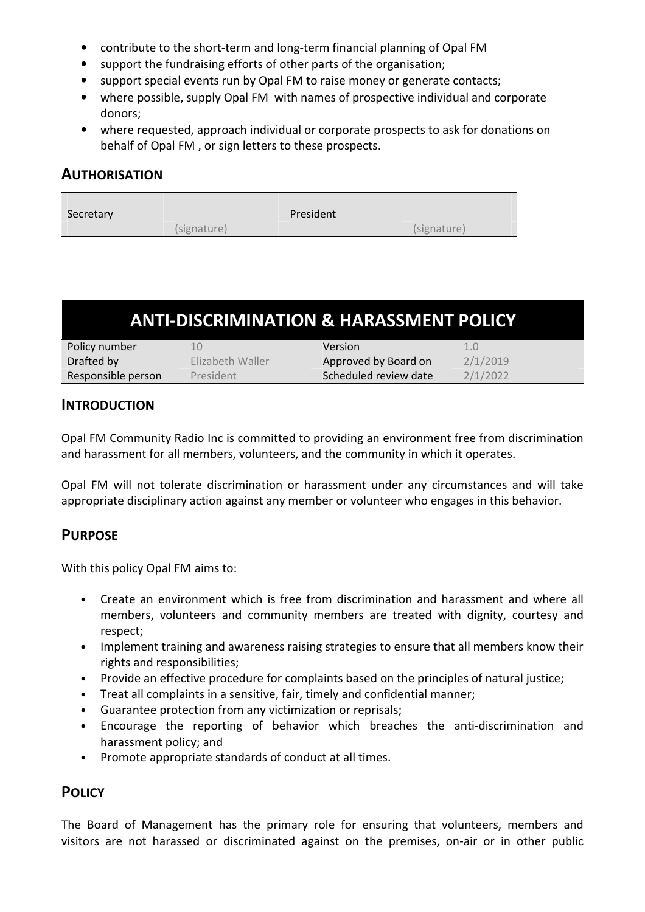- contribute to the short-term and long-term financial planning of Opal FM
- support the fundraising efforts of other parts of the organisation;
- support special events run by Opal FM to raise money or generate contacts;
- where possible, supply Opal FM with names of prospective individual and corporate donors;
- where requested, approach individual or corporate prospects to ask for donations on behalf of Opal FM , or sign letters to these prospects.

## AUTHORISATION

| Secretary | (signature) | President | (signature) |
|---|---|---|---|

# ANTI-DISCRIMINATION & HARASSMENT POLICY

| Policy number | 10 | Version | 1.0 |
|---|---|---|---|
| Drafted by | Elizabeth Waller | Approved by Board on | 2/1/2019 |
| Responsible person | President | Scheduled review date | 2/1/2022 |

## INTRODUCTION

Opal FM Community Radio Inc is committed to providing an environment free from discrimination and harassment for all members, volunteers, and the community in which it operates.

Opal FM will not tolerate discrimination or harassment under any circumstances and will take appropriate disciplinary action against any member or volunteer who engages in this behavior.

## PURPOSE

With this policy Opal FM aims to:

- Create an environment which is free from discrimination and harassment and where all members, volunteers and community members are treated with dignity, courtesy and respect;
- Implement training and awareness raising strategies to ensure that all members know their rights and responsibilities;
- Provide an effective procedure for complaints based on the principles of natural justice;
- Treat all complaints in a sensitive, fair, timely and confidential manner;
- Guarantee protection from any victimization or reprisals;
- Encourage the reporting of behavior which breaches the anti-discrimination and harassment policy; and
- Promote appropriate standards of conduct at all times.

## POLICY

The Board of Management has the primary role for ensuring that volunteers, members and visitors are not harassed or discriminated against on the premises, on-air or in other public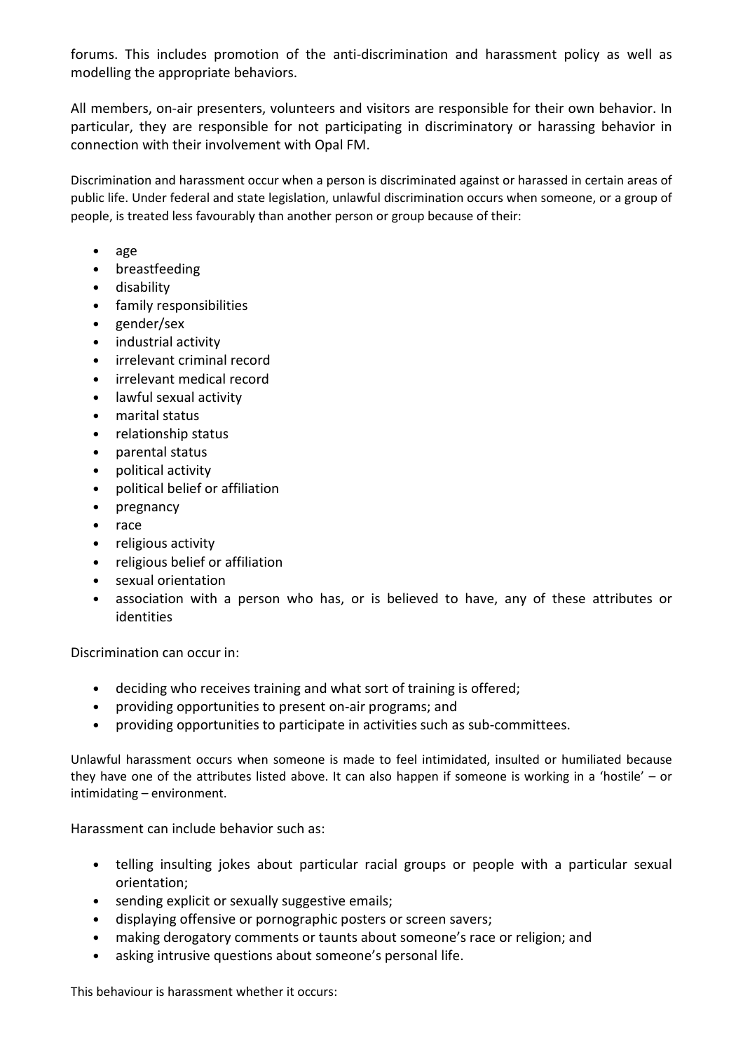forums. This includes promotion of the anti-discrimination and harassment policy as well as modelling the appropriate behaviors.

All members, on-air presenters, volunteers and visitors are responsible for their own behavior. In particular, they are responsible for not participating in discriminatory or harassing behavior in connection with their involvement with Opal FM.

Discrimination and harassment occur when a person is discriminated against or harassed in certain areas of public life. Under federal and state legislation, unlawful discrimination occurs when someone, or a group of people, is treated less favourably than another person or group because of their:

- age
- breastfeeding
- disability
- family responsibilities
- gender/sex
- industrial activity
- irrelevant criminal record
- irrelevant medical record
- lawful sexual activity
- marital status
- relationship status
- parental status
- political activity
- political belief or affiliation
- pregnancy
- race
- religious activity
- religious belief or affiliation
- sexual orientation
- association with a person who has, or is believed to have, any of these attributes or identities

Discrimination can occur in:

- deciding who receives training and what sort of training is offered;
- providing opportunities to present on-air programs; and
- providing opportunities to participate in activities such as sub-committees.

Unlawful harassment occurs when someone is made to feel intimidated, insulted or humiliated because they have one of the attributes listed above. It can also happen if someone is working in a 'hostile' – or intimidating – environment.

Harassment can include behavior such as:

- telling insulting jokes about particular racial groups or people with a particular sexual orientation;
- sending explicit or sexually suggestive emails;
- displaying offensive or pornographic posters or screen savers;
- making derogatory comments or taunts about someone's race or religion; and
- asking intrusive questions about someone's personal life.

This behaviour is harassment whether it occurs: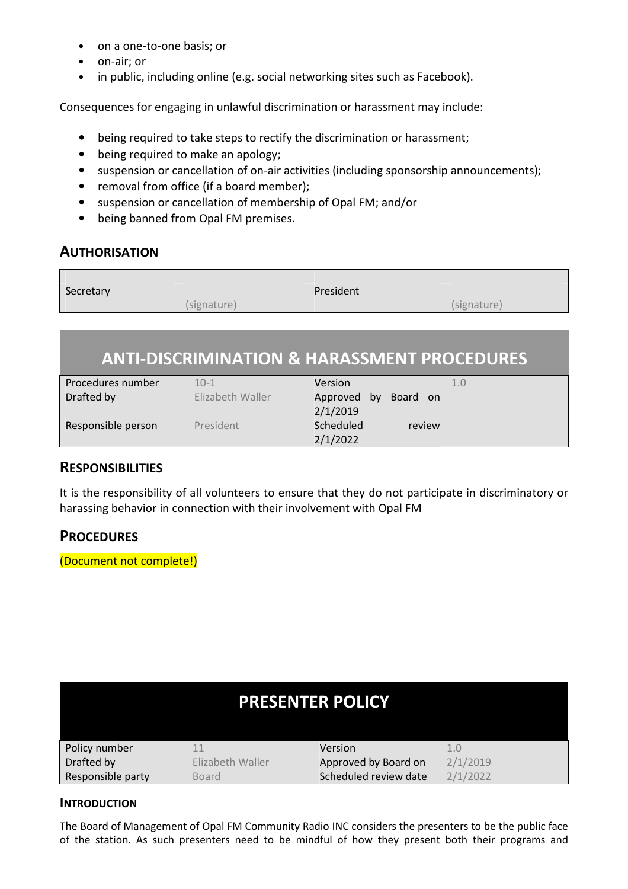- on a one-to-one basis; or
- on-air; or
- in public, including online (e.g. social networking sites such as Facebook).

Consequences for engaging in unlawful discrimination or harassment may include:

- being required to take steps to rectify the discrimination or harassment;
- being required to make an apology;
- suspension or cancellation of on-air activities (including sponsorship announcements);
- removal from office (if a board member);
- suspension or cancellation of membership of Opal FM; and/or
- being banned from Opal FM premises.

## AUTHORISATION

| Secretary | (signature) | President | (signature) |
|---|---|---|---|

# ANTI-DISCRIMINATION & HARASSMENT PROCEDURES

| Procedures number | 10-1 | Version | 1.0 |
|---|---|---|---|
| Drafted by | Elizabeth Waller | Approved by Board on 2/1/2019 | |
| Responsible person | President | Scheduled review 2/1/2022 | |

## RESPONSIBILITIES

It is the responsibility of all volunteers to ensure that they do not participate in discriminatory or harassing behavior in connection with their involvement with Opal FM

## PROCEDURES

(Document not complete!)

# PRESENTER POLICY

| Policy number | 11 | Version | 1.0 |
|---|---|---|---|
| Drafted by | Elizabeth Waller | Approved by Board on | 2/1/2019 |
| Responsible party | Board | Scheduled review date | 2/1/2022 |

## INTRODUCTION

The Board of Management of Opal FM Community Radio INC considers the presenters to be the public face of the station. As such presenters need to be mindful of how they present both their programs and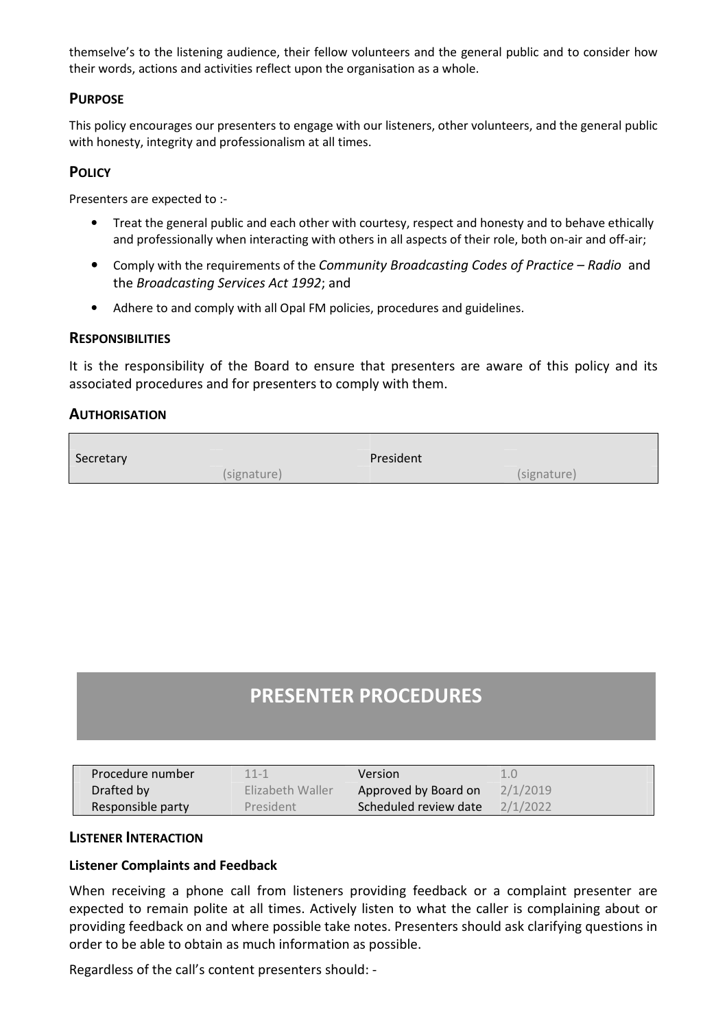themselve's to the listening audience, their fellow volunteers and the general public and to consider how their words, actions and activities reflect upon the organisation as a whole.

### PURPOSE

This policy encourages our presenters to engage with our listeners, other volunteers, and the general public with honesty, integrity and professionalism at all times.

### POLICY

Presenters are expected to :-

- Treat the general public and each other with courtesy, respect and honesty and to behave ethically and professionally when interacting with others in all aspects of their role, both on-air and off-air;
- Comply with the requirements of the *Community Broadcasting Codes of Practice – Radio* and the *Broadcasting Services Act 1992*; and
- Adhere to and comply with all Opal FM policies, procedures and guidelines.

### RESPONSIBILITIES

It is the responsibility of the Board to ensure that presenters are aware of this policy and its associated procedures and for presenters to comply with them.

### AUTHORISATION

| Secretary | (signature) | President | (signature) |
|---|---|---|---|

## PRESENTER PROCEDURES

| Procedure number | 11-1 | Version | 1.0 |
|---|---|---|---|
| Drafted by | Elizabeth Waller | Approved by Board on | 2/1/2019 |
| Responsible party | President | Scheduled review date | 2/1/2022 |

### LISTENER INTERACTION

**Listener Complaints and Feedback**

When receiving a phone call from listeners providing feedback or a complaint presenter are expected to remain polite at all times. Actively listen to what the caller is complaining about or providing feedback on and where possible take notes. Presenters should ask clarifying questions in order to be able to obtain as much information as possible.

Regardless of the call's content presenters should: -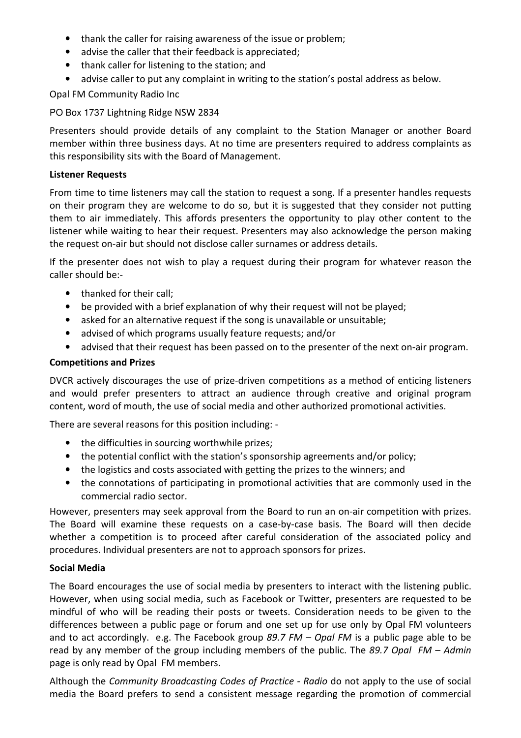- thank the caller for raising awareness of the issue or problem;
- advise the caller that their feedback is appreciated;
- thank caller for listening to the station; and
- advise caller to put any complaint in writing to the station's postal address as below.

Opal FM Community Radio Inc

PO Box 1737 Lightning Ridge NSW 2834

Presenters should provide details of any complaint to the Station Manager or another Board member within three business days. At no time are presenters required to address complaints as this responsibility sits with the Board of Management.

**Listener Requests**

From time to time listeners may call the station to request a song. If a presenter handles requests on their program they are welcome to do so, but it is suggested that they consider not putting them to air immediately. This affords presenters the opportunity to play other content to the listener while waiting to hear their request. Presenters may also acknowledge the person making the request on-air but should not disclose caller surnames or address details.

If the presenter does not wish to play a request during their program for whatever reason the caller should be:-

- thanked for their call;
- be provided with a brief explanation of why their request will not be played;
- asked for an alternative request if the song is unavailable or unsuitable;
- advised of which programs usually feature requests; and/or
- advised that their request has been passed on to the presenter of the next on-air program.

**Competitions and Prizes**

DVCR actively discourages the use of prize-driven competitions as a method of enticing listeners and would prefer presenters to attract an audience through creative and original program content, word of mouth, the use of social media and other authorized promotional activities.

There are several reasons for this position including: -

- the difficulties in sourcing worthwhile prizes;
- the potential conflict with the station's sponsorship agreements and/or policy;
- the logistics and costs associated with getting the prizes to the winners; and
- the connotations of participating in promotional activities that are commonly used in the commercial radio sector.

However, presenters may seek approval from the Board to run an on-air competition with prizes. The Board will examine these requests on a case-by-case basis. The Board will then decide whether a competition is to proceed after careful consideration of the associated policy and procedures. Individual presenters are not to approach sponsors for prizes.

**Social Media**

The Board encourages the use of social media by presenters to interact with the listening public. However, when using social media, such as Facebook or Twitter, presenters are requested to be mindful of who will be reading their posts or tweets. Consideration needs to be given to the differences between a public page or forum and one set up for use only by Opal FM volunteers and to act accordingly. e.g. The Facebook group *89.7 FM – Opal FM* is a public page able to be read by any member of the group including members of the public. The *89.7 Opal FM – Admin* page is only read by Opal FM members.

Although the *Community Broadcasting Codes of Practice - Radio* do not apply to the use of social media the Board prefers to send a consistent message regarding the promotion of commercial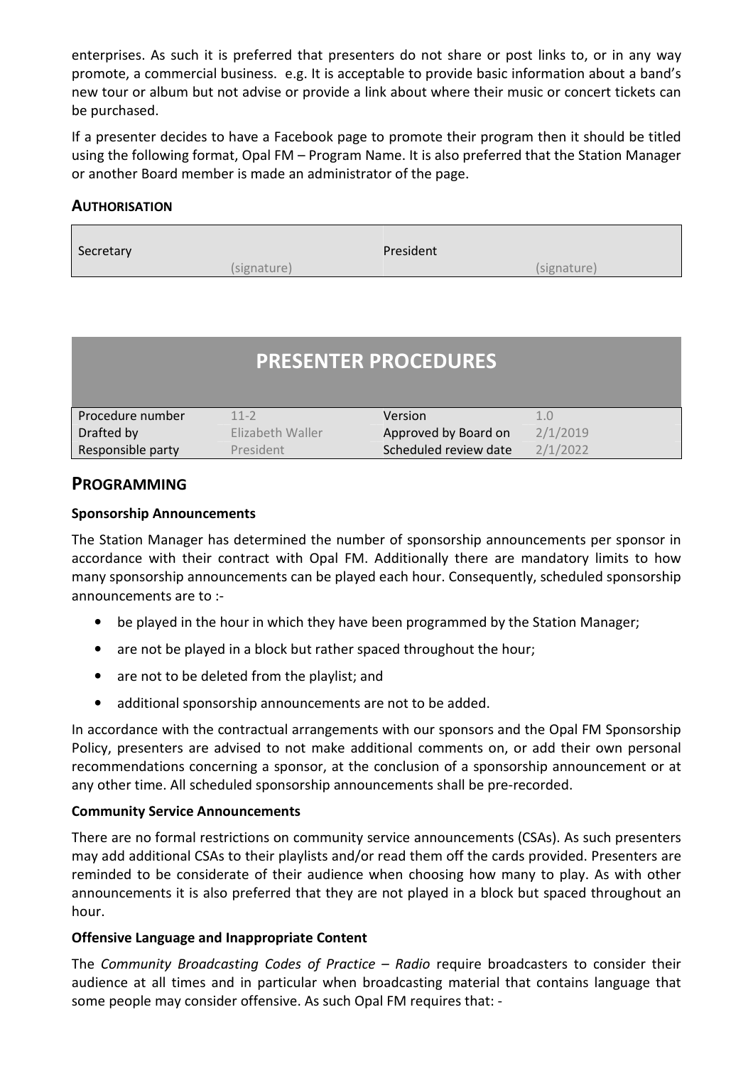enterprises. As such it is preferred that presenters do not share or post links to, or in any way promote, a commercial business. e.g. It is acceptable to provide basic information about a band's new tour or album but not advise or provide a link about where their music or concert tickets can be purchased.

If a presenter decides to have a Facebook page to promote their program then it should be titled using the following format, Opal FM – Program Name. It is also preferred that the Station Manager or another Board member is made an administrator of the page.

### AUTHORISATION

| Secretary | (signature) | President | (signature) |
|---|---|---|---|

# PRESENTER PROCEDURES

| Procedure number | 11-2 | Version | 1.0 |
|---|---|---|---|
| Drafted by | Elizabeth Waller | Approved by Board on | 2/1/2019 |
| Responsible party | President | Scheduled review date | 2/1/2022 |

## PROGRAMMING

**Sponsorship Announcements**

The Station Manager has determined the number of sponsorship announcements per sponsor in accordance with their contract with Opal FM. Additionally there are mandatory limits to how many sponsorship announcements can be played each hour. Consequently, scheduled sponsorship announcements are to :-

- be played in the hour in which they have been programmed by the Station Manager;
- are not be played in a block but rather spaced throughout the hour;
- are not to be deleted from the playlist; and
- additional sponsorship announcements are not to be added.

In accordance with the contractual arrangements with our sponsors and the Opal FM Sponsorship Policy, presenters are advised to not make additional comments on, or add their own personal recommendations concerning a sponsor, at the conclusion of a sponsorship announcement or at any other time. All scheduled sponsorship announcements shall be pre-recorded.

**Community Service Announcements**

There are no formal restrictions on community service announcements (CSAs). As such presenters may add additional CSAs to their playlists and/or read them off the cards provided. Presenters are reminded to be considerate of their audience when choosing how many to play. As with other announcements it is also preferred that they are not played in a block but spaced throughout an hour.

**Offensive Language and Inappropriate Content**

The *Community Broadcasting Codes of Practice – Radio* require broadcasters to consider their audience at all times and in particular when broadcasting material that contains language that some people may consider offensive. As such Opal FM requires that: -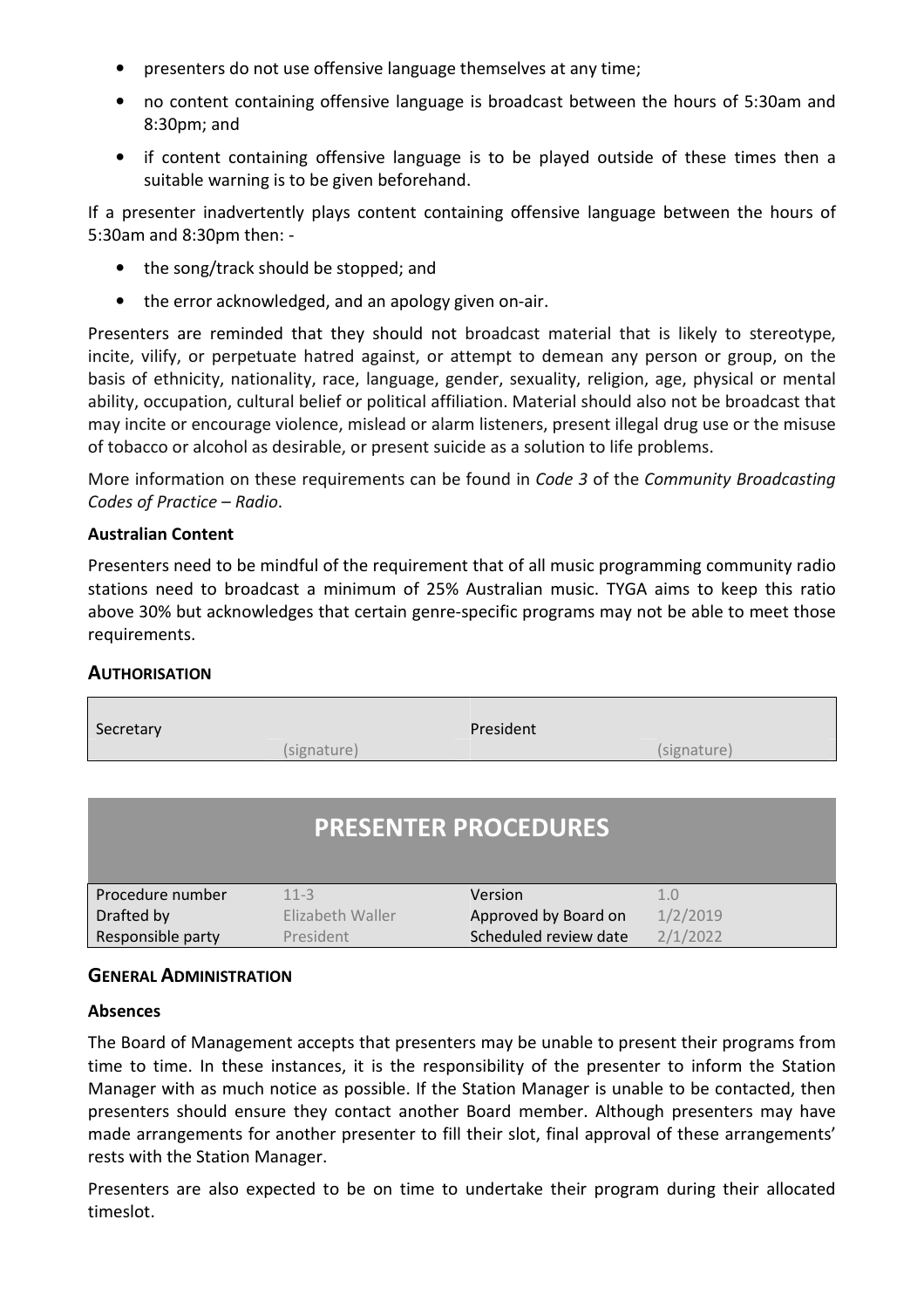- presenters do not use offensive language themselves at any time;
- no content containing offensive language is broadcast between the hours of 5:30am and 8:30pm; and
- if content containing offensive language is to be played outside of these times then a suitable warning is to be given beforehand.

If a presenter inadvertently plays content containing offensive language between the hours of 5:30am and 8:30pm then: -

- the song/track should be stopped; and
- the error acknowledged, and an apology given on-air.

Presenters are reminded that they should not broadcast material that is likely to stereotype, incite, vilify, or perpetuate hatred against, or attempt to demean any person or group, on the basis of ethnicity, nationality, race, language, gender, sexuality, religion, age, physical or mental ability, occupation, cultural belief or political affiliation. Material should also not be broadcast that may incite or encourage violence, mislead or alarm listeners, present illegal drug use or the misuse of tobacco or alcohol as desirable, or present suicide as a solution to life problems.

More information on these requirements can be found in *Code 3* of the *Community Broadcasting Codes of Practice – Radio*.

**Australian Content**

Presenters need to be mindful of the requirement that of all music programming community radio stations need to broadcast a minimum of 25% Australian music. TYGA aims to keep this ratio above 30% but acknowledges that certain genre-specific programs may not be able to meet those requirements.

## Authorisation

| Secretary | (signature) | President | (signature) |
|---|---|---|---|

# PRESENTER PROCEDURES

| Procedure number | 11-3 | Version | 1.0 |
|---|---|---|---|
| Drafted by | Elizabeth Waller | Approved by Board on | 1/2/2019 |
| Responsible party | President | Scheduled review date | 2/1/2022 |

## General Administration

**Absences**

The Board of Management accepts that presenters may be unable to present their programs from time to time. In these instances, it is the responsibility of the presenter to inform the Station Manager with as much notice as possible. If the Station Manager is unable to be contacted, then presenters should ensure they contact another Board member. Although presenters may have made arrangements for another presenter to fill their slot, final approval of these arrangements' rests with the Station Manager.

Presenters are also expected to be on time to undertake their program during their allocated timeslot.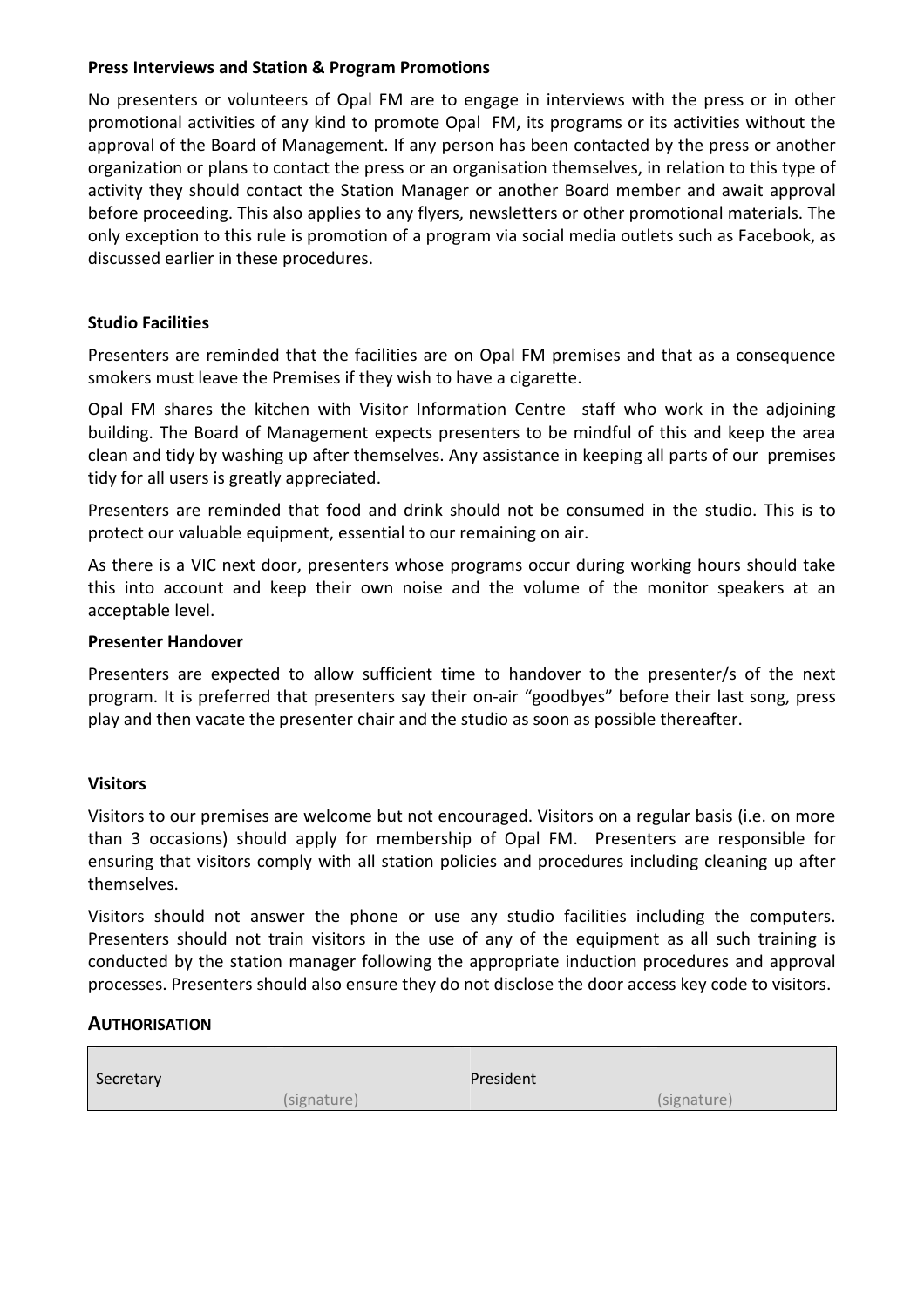**Press Interviews and Station & Program Promotions**

No presenters or volunteers of Opal FM are to engage in interviews with the press or in other promotional activities of any kind to promote Opal FM, its programs or its activities without the approval of the Board of Management. If any person has been contacted by the press or another organization or plans to contact the press or an organisation themselves, in relation to this type of activity they should contact the Station Manager or another Board member and await approval before proceeding. This also applies to any flyers, newsletters or other promotional materials. The only exception to this rule is promotion of a program via social media outlets such as Facebook, as discussed earlier in these procedures.

**Studio Facilities**

Presenters are reminded that the facilities are on Opal FM premises and that as a consequence smokers must leave the Premises if they wish to have a cigarette.

Opal FM shares the kitchen with Visitor Information Centre staff who work in the adjoining building. The Board of Management expects presenters to be mindful of this and keep the area clean and tidy by washing up after themselves. Any assistance in keeping all parts of our premises tidy for all users is greatly appreciated.

Presenters are reminded that food and drink should not be consumed in the studio. This is to protect our valuable equipment, essential to our remaining on air.

As there is a VIC next door, presenters whose programs occur during working hours should take this into account and keep their own noise and the volume of the monitor speakers at an acceptable level.

**Presenter Handover**

Presenters are expected to allow sufficient time to handover to the presenter/s of the next program. It is preferred that presenters say their on-air "goodbyes" before their last song, press play and then vacate the presenter chair and the studio as soon as possible thereafter.

**Visitors**

Visitors to our premises are welcome but not encouraged. Visitors on a regular basis (i.e. on more than 3 occasions) should apply for membership of Opal FM. Presenters are responsible for ensuring that visitors comply with all station policies and procedures including cleaning up after themselves.

Visitors should not answer the phone or use any studio facilities including the computers. Presenters should not train visitors in the use of any of the equipment as all such training is conducted by the station manager following the appropriate induction procedures and approval processes. Presenters should also ensure they do not disclose the door access key code to visitors.

## AUTHORISATION

| | |
|---|---|
| Secretary (signature) | President (signature) |